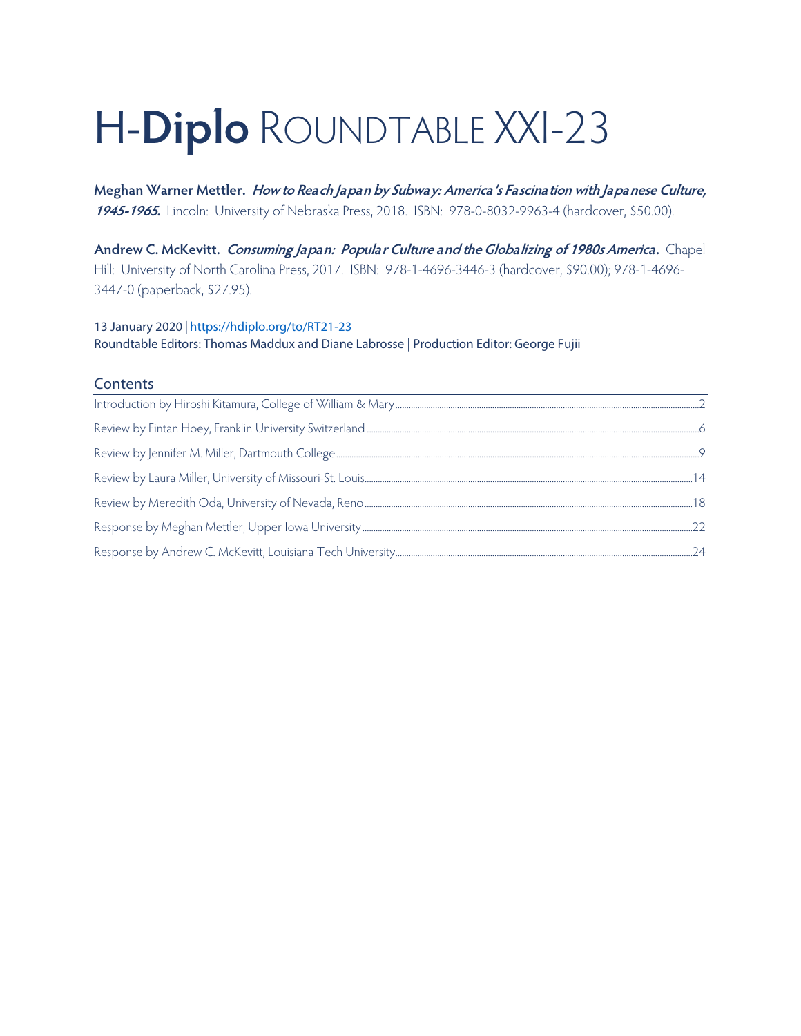# H-**Diplo** ROUNDTABLE XXI-23

**Meghan Warner Mettler.** ***How to Reach Japan by Subway: America's Fascination with Japanese Culture, 1945-1965.*** Lincoln: University of Nebraska Press, 2018. ISBN: 978-0-8032-9963-4 (hardcover, $50.00).

**Andrew C. McKevitt.** ***Consuming Japan: Popular Culture and the Globalizing of 1980s America*.** Chapel Hill: University of North Carolina Press, 2017. ISBN: 978-1-4696-3446-3 (hardcover, $90.00); 978-1-4696-3447-0 (paperback, $27.95).

13 January 2020 | https://hdiplo.org/to/RT21-23
Roundtable Editors: Thomas Maddux and Diane Labrosse | Production Editor: George Fujii

## Contents

- Introduction by Hiroshi Kitamura, College of William & Mary ..... 2
- Review by Fintan Hoey, Franklin University Switzerland ..... 6
- Review by Jennifer M. Miller, Dartmouth College ..... 9
- Review by Laura Miller, University of Missouri-St. Louis ..... 14
- Review by Meredith Oda, University of Nevada, Reno ..... 18
- Response by Meghan Mettler, Upper Iowa University ..... 22
- Response by Andrew C. McKevitt, Louisiana Tech University ..... 24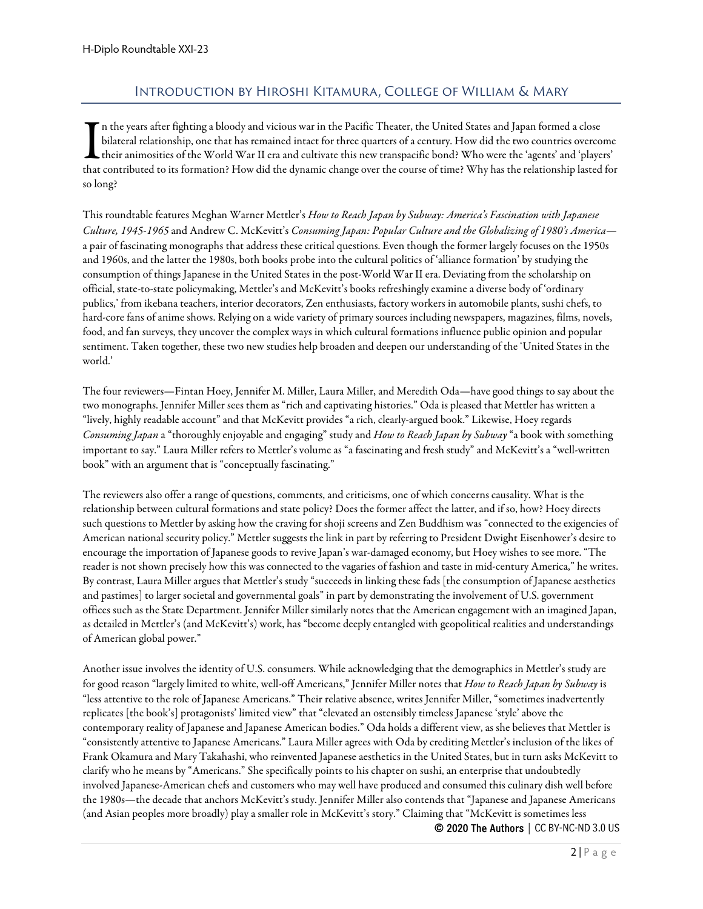## Introduction by Hiroshi Kitamura, College of William & Mary

In the years after fighting a bloody and vicious war in the Pacific Theater, the United States and Japan formed a close bilateral relationship, one that has remained intact for three quarters of a century. How did the two countries overcome their animosities of the World War II era and cultivate this new transpacific bond? Who were the 'agents' and 'players' that contributed to its formation? How did the dynamic change over the course of time? Why has the relationship lasted for so long?

This roundtable features Meghan Warner Mettler's *How to Reach Japan by Subway: America's Fascination with Japanese Culture, 1945-1965* and Andrew C. McKevitt's *Consuming Japan: Popular Culture and the Globalizing of 1980's America*—a pair of fascinating monographs that address these critical questions. Even though the former largely focuses on the 1950s and 1960s, and the latter the 1980s, both books probe into the cultural politics of 'alliance formation' by studying the consumption of things Japanese in the United States in the post-World War II era. Deviating from the scholarship on official, state-to-state policymaking, Mettler's and McKevitt's books refreshingly examine a diverse body of 'ordinary publics,' from ikebana teachers, interior decorators, Zen enthusiasts, factory workers in automobile plants, sushi chefs, to hard-core fans of anime shows. Relying on a wide variety of primary sources including newspapers, magazines, films, novels, food, and fan surveys, they uncover the complex ways in which cultural formations influence public opinion and popular sentiment. Taken together, these two new studies help broaden and deepen our understanding of the 'United States in the world.'

The four reviewers—Fintan Hoey, Jennifer M. Miller, Laura Miller, and Meredith Oda—have good things to say about the two monographs. Jennifer Miller sees them as "rich and captivating histories." Oda is pleased that Mettler has written a "lively, highly readable account" and that McKevitt provides "a rich, clearly-argued book." Likewise, Hoey regards *Consuming Japan* a "thoroughly enjoyable and engaging" study and *How to Reach Japan by Subway* "a book with something important to say." Laura Miller refers to Mettler's volume as "a fascinating and fresh study" and McKevitt's a "well-written book" with an argument that is "conceptually fascinating."

The reviewers also offer a range of questions, comments, and criticisms, one of which concerns causality. What is the relationship between cultural formations and state policy? Does the former affect the latter, and if so, how? Hoey directs such questions to Mettler by asking how the craving for shoji screens and Zen Buddhism was "connected to the exigencies of American national security policy." Mettler suggests the link in part by referring to President Dwight Eisenhower's desire to encourage the importation of Japanese goods to revive Japan's war-damaged economy, but Hoey wishes to see more. "The reader is not shown precisely how this was connected to the vagaries of fashion and taste in mid-century America," he writes. By contrast, Laura Miller argues that Mettler's study "succeeds in linking these fads [the consumption of Japanese aesthetics and pastimes] to larger societal and governmental goals" in part by demonstrating the involvement of U.S. government offices such as the State Department. Jennifer Miller similarly notes that the American engagement with an imagined Japan, as detailed in Mettler's (and McKevitt's) work, has "become deeply entangled with geopolitical realities and understandings of American global power."

Another issue involves the identity of U.S. consumers. While acknowledging that the demographics in Mettler's study are for good reason "largely limited to white, well-off Americans," Jennifer Miller notes that *How to Reach Japan by Subway* is "less attentive to the role of Japanese Americans." Their relative absence, writes Jennifer Miller, "sometimes inadvertently replicates [the book's] protagonists' limited view" that "elevated an ostensibly timeless Japanese 'style' above the contemporary reality of Japanese and Japanese American bodies." Oda holds a different view, as she believes that Mettler is "consistently attentive to Japanese Americans." Laura Miller agrees with Oda by crediting Mettler's inclusion of the likes of Frank Okamura and Mary Takahashi, who reinvented Japanese aesthetics in the United States, but in turn asks McKevitt to clarify who he means by "Americans." She specifically points to his chapter on sushi, an enterprise that undoubtedly involved Japanese-American chefs and customers who may well have produced and consumed this culinary dish well before the 1980s—the decade that anchors McKevitt's study. Jennifer Miller also contends that "Japanese and Japanese Americans (and Asian peoples more broadly) play a smaller role in McKevitt's story." Claiming that "McKevitt is sometimes less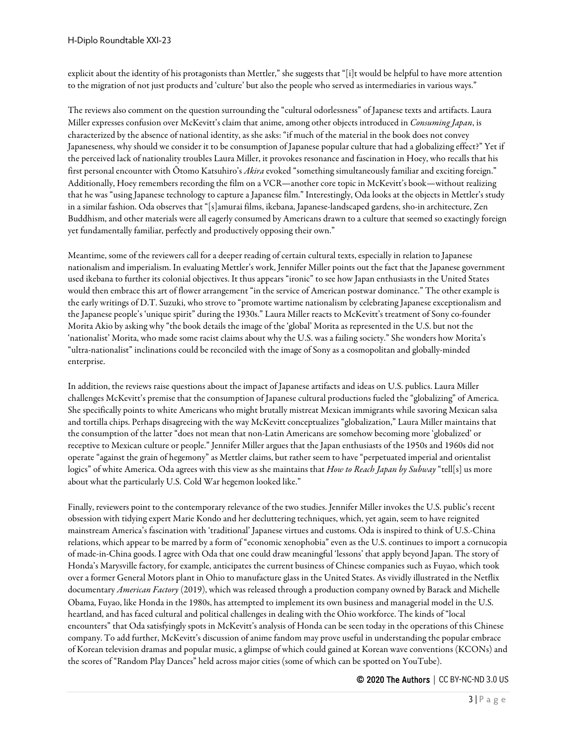explicit about the identity of his protagonists than Mettler," she suggests that "[i]t would be helpful to have more attention to the migration of not just products and 'culture' but also the people who served as intermediaries in various ways."

The reviews also comment on the question surrounding the "cultural odorlessness" of Japanese texts and artifacts. Laura Miller expresses confusion over McKevitt's claim that anime, among other objects introduced in *Consuming Japan*, is characterized by the absence of national identity, as she asks: "if much of the material in the book does not convey Japaneseness, why should we consider it to be consumption of Japanese popular culture that had a globalizing effect?" Yet if the perceived lack of nationality troubles Laura Miller, it provokes resonance and fascination in Hoey, who recalls that his first personal encounter with Ōtomo Katsuhiro's *Akira* evoked "something simultaneously familiar and exciting foreign." Additionally, Hoey remembers recording the film on a VCR—another core topic in McKevitt's book—without realizing that he was "using Japanese technology to capture a Japanese film." Interestingly, Oda looks at the objects in Mettler's study in a similar fashion. Oda observes that "[s]amurai films, ikebana, Japanese-landscaped gardens, sho-in architecture, Zen Buddhism, and other materials were all eagerly consumed by Americans drawn to a culture that seemed so exactingly foreign yet fundamentally familiar, perfectly and productively opposing their own."

Meantime, some of the reviewers call for a deeper reading of certain cultural texts, especially in relation to Japanese nationalism and imperialism. In evaluating Mettler's work, Jennifer Miller points out the fact that the Japanese government used ikebana to further its colonial objectives. It thus appears "ironic" to see how Japan enthusiasts in the United States would then embrace this art of flower arrangement "in the service of American postwar dominance." The other example is the early writings of D.T. Suzuki, who strove to "promote wartime nationalism by celebrating Japanese exceptionalism and the Japanese people's 'unique spirit' during the 1930s." Laura Miller reacts to McKevitt's treatment of Sony co-founder Morita Akio by asking why "the book details the image of the 'global' Morita as represented in the U.S. but not the 'nationalist' Morita, who made some racist claims about why the U.S. was a failing society." She wonders how Morita's "ultra-nationalist" inclinations could be reconciled with the image of Sony as a cosmopolitan and globally-minded enterprise.

In addition, the reviews raise questions about the impact of Japanese artifacts and ideas on U.S. publics. Laura Miller challenges McKevitt's premise that the consumption of Japanese cultural productions fueled the "globalizing" of America. She specifically points to white Americans who might brutally mistreat Mexican immigrants while savoring Mexican salsa and tortilla chips. Perhaps disagreeing with the way McKevitt conceptualizes "globalization," Laura Miller maintains that the consumption of the latter "does not mean that non-Latin Americans are somehow becoming more 'globalized' or receptive to Mexican culture or people." Jennifer Miller argues that the Japan enthusiasts of the 1950s and 1960s did not operate "against the grain of hegemony" as Mettler claims, but rather seem to have "perpetuated imperial and orientalist logics" of white America. Oda agrees with this view as she maintains that *How to Reach Japan by Subway* "tell[s] us more about what the particularly U.S. Cold War hegemon looked like."

Finally, reviewers point to the contemporary relevance of the two studies. Jennifer Miller invokes the U.S. public's recent obsession with tidying expert Marie Kondo and her decluttering techniques, which, yet again, seem to have reignited mainstream America's fascination with 'traditional' Japanese virtues and customs. Oda is inspired to think of U.S.-China relations, which appear to be marred by a form of "economic xenophobia" even as the U.S. continues to import a cornucopia of made-in-China goods. I agree with Oda that one could draw meaningful 'lessons' that apply beyond Japan. The story of Honda's Marysville factory, for example, anticipates the current business of Chinese companies such as Fuyao, which took over a former General Motors plant in Ohio to manufacture glass in the United States. As vividly illustrated in the Netflix documentary *American Factory* (2019), which was released through a production company owned by Barack and Michelle Obama, Fuyao, like Honda in the 1980s, has attempted to implement its own business and managerial model in the U.S. heartland, and has faced cultural and political challenges in dealing with the Ohio workforce. The kinds of "local encounters" that Oda satisfyingly spots in McKevitt's analysis of Honda can be seen today in the operations of this Chinese company. To add further, McKevitt's discussion of anime fandom may prove useful in understanding the popular embrace of Korean television dramas and popular music, a glimpse of which could gained at Korean wave conventions (KCONs) and the scores of "Random Play Dances" held across major cities (some of which can be spotted on YouTube).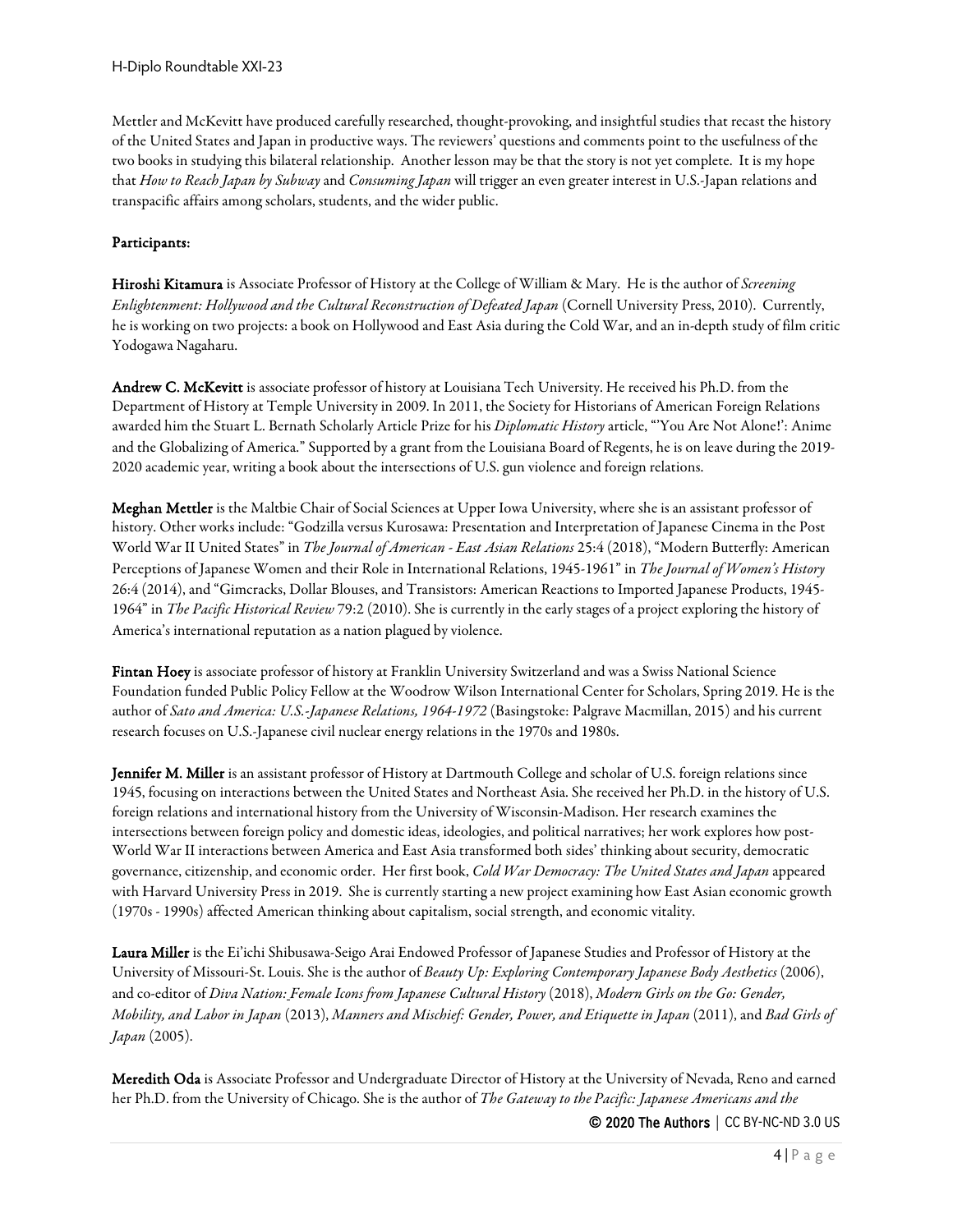Mettler and McKevitt have produced carefully researched, thought-provoking, and insightful studies that recast the history of the United States and Japan in productive ways. The reviewers' questions and comments point to the usefulness of the two books in studying this bilateral relationship. Another lesson may be that the story is not yet complete. It is my hope that *How to Reach Japan by Subway* and *Consuming Japan* will trigger an even greater interest in U.S.-Japan relations and transpacific affairs among scholars, students, and the wider public.

**Participants:**

**Hiroshi Kitamura** is Associate Professor of History at the College of William & Mary. He is the author of *Screening Enlightenment: Hollywood and the Cultural Reconstruction of Defeated Japan* (Cornell University Press, 2010). Currently, he is working on two projects: a book on Hollywood and East Asia during the Cold War, and an in-depth study of film critic Yodogawa Nagaharu.

**Andrew C. McKevitt** is associate professor of history at Louisiana Tech University. He received his Ph.D. from the Department of History at Temple University in 2009. In 2011, the Society for Historians of American Foreign Relations awarded him the Stuart L. Bernath Scholarly Article Prize for his *Diplomatic History* article, "'You Are Not Alone!': Anime and the Globalizing of America." Supported by a grant from the Louisiana Board of Regents, he is on leave during the 2019-2020 academic year, writing a book about the intersections of U.S. gun violence and foreign relations.

**Meghan Mettler** is the Maltbie Chair of Social Sciences at Upper Iowa University, where she is an assistant professor of history. Other works include: "Godzilla versus Kurosawa: Presentation and Interpretation of Japanese Cinema in the Post World War II United States" in *The Journal of American - East Asian Relations* 25:4 (2018), "Modern Butterfly: American Perceptions of Japanese Women and their Role in International Relations, 1945-1961" in *The Journal of Women's History* 26:4 (2014), and "Gimcracks, Dollar Blouses, and Transistors: American Reactions to Imported Japanese Products, 1945-1964" in *The Pacific Historical Review* 79:2 (2010). She is currently in the early stages of a project exploring the history of America's international reputation as a nation plagued by violence.

**Fintan Hoey** is associate professor of history at Franklin University Switzerland and was a Swiss National Science Foundation funded Public Policy Fellow at the Woodrow Wilson International Center for Scholars, Spring 2019. He is the author of *Sato and America: U.S.-Japanese Relations, 1964-1972* (Basingstoke: Palgrave Macmillan, 2015) and his current research focuses on U.S.-Japanese civil nuclear energy relations in the 1970s and 1980s.

**Jennifer M. Miller** is an assistant professor of History at Dartmouth College and scholar of U.S. foreign relations since 1945, focusing on interactions between the United States and Northeast Asia. She received her Ph.D. in the history of U.S. foreign relations and international history from the University of Wisconsin-Madison. Her research examines the intersections between foreign policy and domestic ideas, ideologies, and political narratives; her work explores how post-World War II interactions between America and East Asia transformed both sides' thinking about security, democratic governance, citizenship, and economic order. Her first book, *Cold War Democracy: The United States and Japan* appeared with Harvard University Press in 2019. She is currently starting a new project examining how East Asian economic growth (1970s - 1990s) affected American thinking about capitalism, social strength, and economic vitality.

**Laura Miller** is the Ei'ichi Shibusawa-Seigo Arai Endowed Professor of Japanese Studies and Professor of History at the University of Missouri-St. Louis. She is the author of *Beauty Up: Exploring Contemporary Japanese Body Aesthetics* (2006), and co-editor of *Diva Nation: Female Icons from Japanese Cultural History* (2018), *Modern Girls on the Go: Gender, Mobility, and Labor in Japan* (2013), *Manners and Mischief: Gender, Power, and Etiquette in Japan* (2011), and *Bad Girls of Japan* (2005).

**Meredith Oda** is Associate Professor and Undergraduate Director of History at the University of Nevada, Reno and earned her Ph.D. from the University of Chicago. She is the author of *The Gateway to the Pacific: Japanese Americans and the*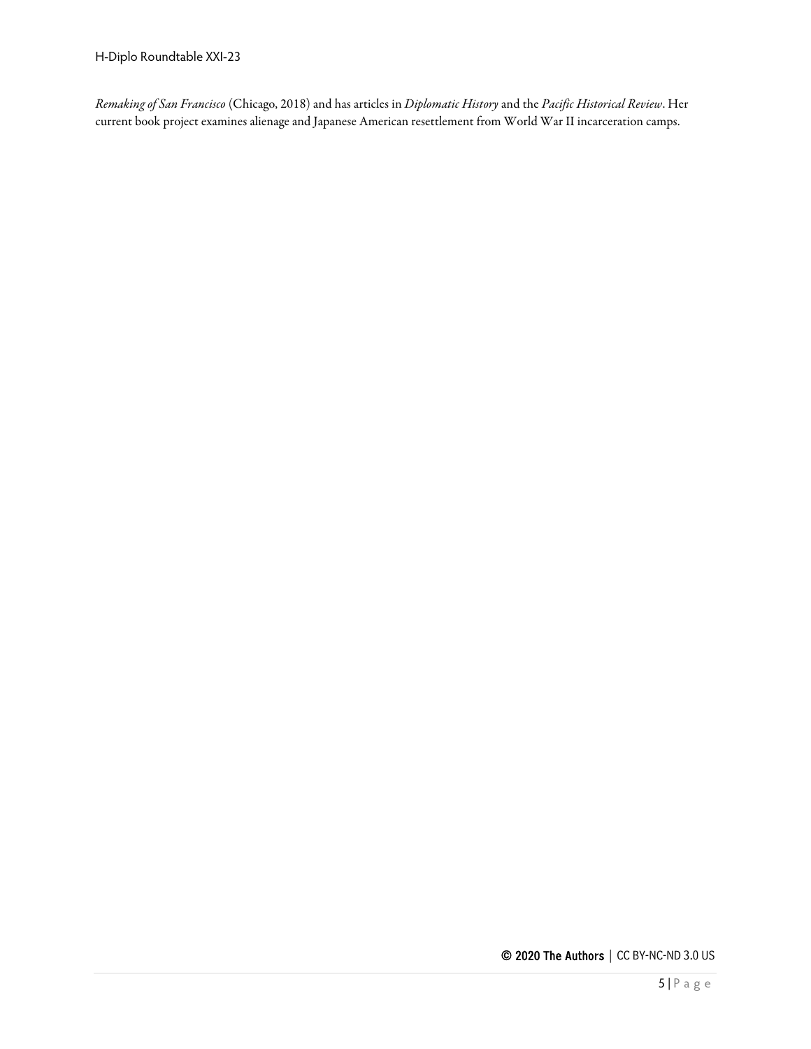*Remaking of San Francisco* (Chicago, 2018) and has articles in *Diplomatic History* and the *Pacific Historical Review*. Her current book project examines alienage and Japanese American resettlement from World War II incarceration camps.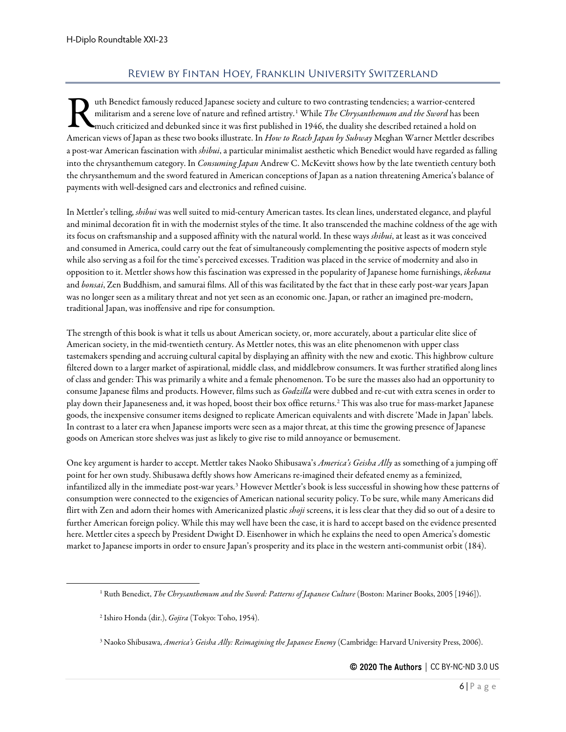## Review by Fintan Hoey, Franklin University Switzerland

Ruth Benedict famously reduced Japanese society and culture to two contrasting tendencies; a warrior-centered militarism and a serene love of nature and refined artistry.[1] While *The Chrysanthemum and the Sword* has been much criticized and debunked since it was first published in 1946, the duality she described retained a hold on American views of Japan as these two books illustrate. In *How to Reach Japan by Subway* Meghan Warner Mettler describes a post-war American fascination with *shibui*, a particular minimalist aesthetic which Benedict would have regarded as falling into the chrysanthemum category. In *Consuming Japan* Andrew C. McKevitt shows how by the late twentieth century both the chrysanthemum and the sword featured in American conceptions of Japan as a nation threatening America's balance of payments with well-designed cars and electronics and refined cuisine.

In Mettler's telling, *shibui* was well suited to mid-century American tastes. Its clean lines, understated elegance, and playful and minimal decoration fit in with the modernist styles of the time. It also transcended the machine coldness of the age with its focus on craftsmanship and a supposed affinity with the natural world. In these ways *shibui*, at least as it was conceived and consumed in America, could carry out the feat of simultaneously complementing the positive aspects of modern style while also serving as a foil for the time's perceived excesses. Tradition was placed in the service of modernity and also in opposition to it. Mettler shows how this fascination was expressed in the popularity of Japanese home furnishings, *ikebana* and *bonsai*, Zen Buddhism, and samurai films. All of this was facilitated by the fact that in these early post-war years Japan was no longer seen as a military threat and not yet seen as an economic one. Japan, or rather an imagined pre-modern, traditional Japan, was inoffensive and ripe for consumption.

The strength of this book is what it tells us about American society, or, more accurately, about a particular elite slice of American society, in the mid-twentieth century. As Mettler notes, this was an elite phenomenon with upper class tastemakers spending and accruing cultural capital by displaying an affinity with the new and exotic. This highbrow culture filtered down to a larger market of aspirational, middle class, and middlebrow consumers. It was further stratified along lines of class and gender: This was primarily a white and a female phenomenon. To be sure the masses also had an opportunity to consume Japanese films and products. However, films such as *Godzilla* were dubbed and re-cut with extra scenes in order to play down their Japaneseness and, it was hoped, boost their box office returns.[2] This was also true for mass-market Japanese goods, the inexpensive consumer items designed to replicate American equivalents and with discrete 'Made in Japan' labels. In contrast to a later era when Japanese imports were seen as a major threat, at this time the growing presence of Japanese goods on American store shelves was just as likely to give rise to mild annoyance or bemusement.

One key argument is harder to accept. Mettler takes Naoko Shibusawa's *America's Geisha Ally* as something of a jumping off point for her own study. Shibusawa deftly shows how Americans re-imagined their defeated enemy as a feminized, infantilized ally in the immediate post-war years.[3] However Mettler's book is less successful in showing how these patterns of consumption were connected to the exigencies of American national security policy. To be sure, while many Americans did flirt with Zen and adorn their homes with Americanized plastic *shoji* screens, it is less clear that they did so out of a desire to further American foreign policy. While this may well have been the case, it is hard to accept based on the evidence presented here. Mettler cites a speech by President Dwight D. Eisenhower in which he explains the need to open America's domestic market to Japanese imports in order to ensure Japan's prosperity and its place in the western anti-communist orbit (184).

[1] Ruth Benedict, *The Chrysanthemum and the Sword: Patterns of Japanese Culture* (Boston: Mariner Books, 2005 [1946]).

[2] Ishiro Honda (dir.), *Gojira* (Tokyo: Toho, 1954).

[3] Naoko Shibusawa, *America's Geisha Ally: Reimagining the Japanese Enemy* (Cambridge: Harvard University Press, 2006).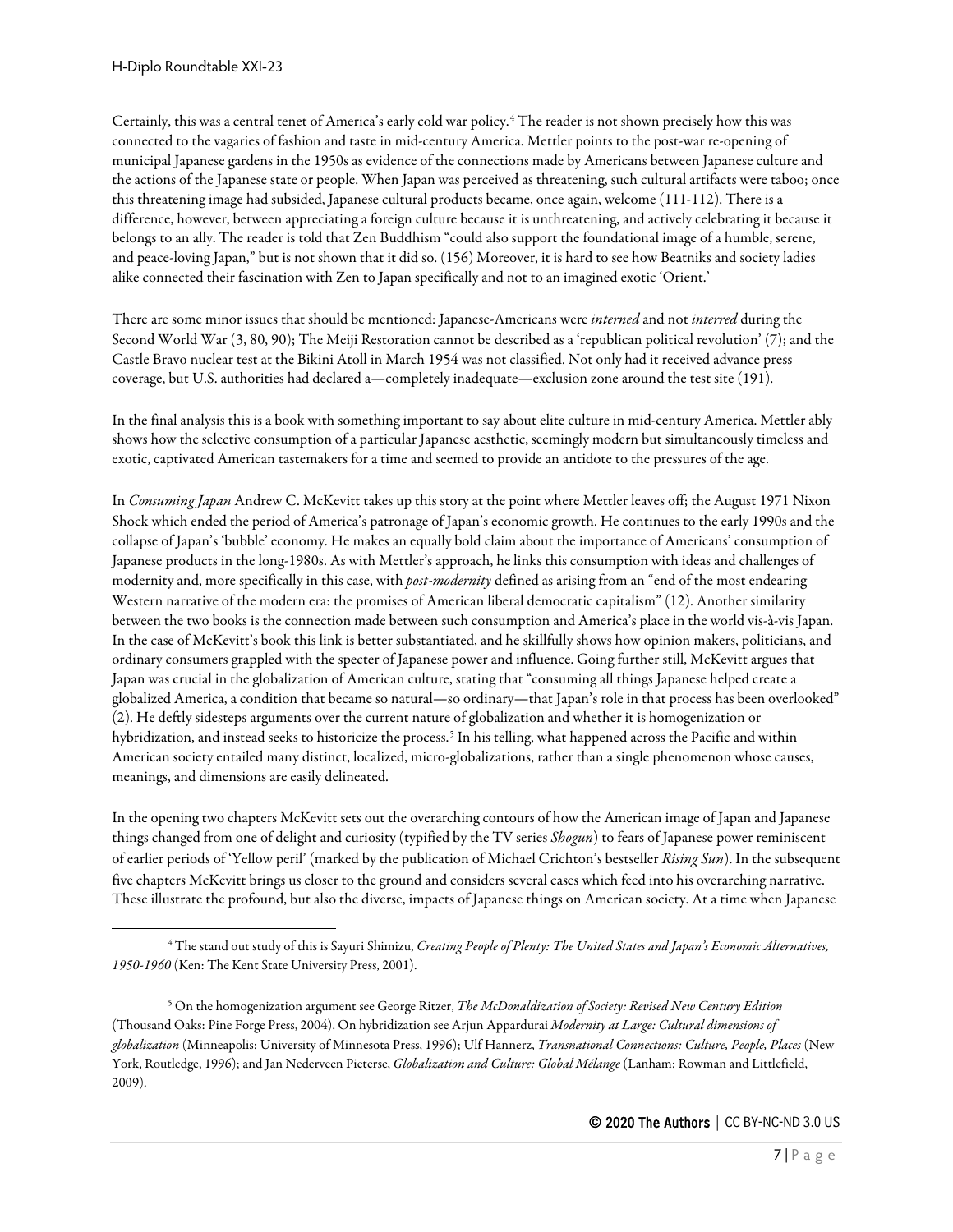Certainly, this was a central tenet of America's early cold war policy.[4] The reader is not shown precisely how this was connected to the vagaries of fashion and taste in mid-century America. Mettler points to the post-war re-opening of municipal Japanese gardens in the 1950s as evidence of the connections made by Americans between Japanese culture and the actions of the Japanese state or people. When Japan was perceived as threatening, such cultural artifacts were taboo; once this threatening image had subsided, Japanese cultural products became, once again, welcome (111-112). There is a difference, however, between appreciating a foreign culture because it is unthreatening, and actively celebrating it because it belongs to an ally. The reader is told that Zen Buddhism "could also support the foundational image of a humble, serene, and peace-loving Japan," but is not shown that it did so. (156) Moreover, it is hard to see how Beatniks and society ladies alike connected their fascination with Zen to Japan specifically and not to an imagined exotic 'Orient.'

There are some minor issues that should be mentioned: Japanese-Americans were *interned* and not *interred* during the Second World War (3, 80, 90); The Meiji Restoration cannot be described as a 'republican political revolution' (7); and the Castle Bravo nuclear test at the Bikini Atoll in March 1954 was not classified. Not only had it received advance press coverage, but U.S. authorities had declared a—completely inadequate—exclusion zone around the test site (191).

In the final analysis this is a book with something important to say about elite culture in mid-century America. Mettler ably shows how the selective consumption of a particular Japanese aesthetic, seemingly modern but simultaneously timeless and exotic, captivated American tastemakers for a time and seemed to provide an antidote to the pressures of the age.

In *Consuming Japan* Andrew C. McKevitt takes up this story at the point where Mettler leaves off; the August 1971 Nixon Shock which ended the period of America's patronage of Japan's economic growth. He continues to the early 1990s and the collapse of Japan's 'bubble' economy. He makes an equally bold claim about the importance of Americans' consumption of Japanese products in the long-1980s. As with Mettler's approach, he links this consumption with ideas and challenges of modernity and, more specifically in this case, with *post-modernity* defined as arising from an "end of the most endearing Western narrative of the modern era: the promises of American liberal democratic capitalism" (12). Another similarity between the two books is the connection made between such consumption and America's place in the world vis-à-vis Japan. In the case of McKevitt's book this link is better substantiated, and he skillfully shows how opinion makers, politicians, and ordinary consumers grappled with the specter of Japanese power and influence. Going further still, McKevitt argues that Japan was crucial in the globalization of American culture, stating that "consuming all things Japanese helped create a globalized America, a condition that became so natural—so ordinary—that Japan's role in that process has been overlooked" (2). He deftly sidesteps arguments over the current nature of globalization and whether it is homogenization or hybridization, and instead seeks to historicize the process.[5] In his telling, what happened across the Pacific and within American society entailed many distinct, localized, micro-globalizations, rather than a single phenomenon whose causes, meanings, and dimensions are easily delineated.

In the opening two chapters McKevitt sets out the overarching contours of how the American image of Japan and Japanese things changed from one of delight and curiosity (typified by the TV series *Shogun*) to fears of Japanese power reminiscent of earlier periods of 'Yellow peril' (marked by the publication of Michael Crichton's bestseller *Rising Sun*). In the subsequent five chapters McKevitt brings us closer to the ground and considers several cases which feed into his overarching narrative. These illustrate the profound, but also the diverse, impacts of Japanese things on American society. At a time when Japanese

---

[4] The stand out study of this is Sayuri Shimizu, *Creating People of Plenty: The United States and Japan's Economic Alternatives, 1950-1960* (Ken: The Kent State University Press, 2001).

[5] On the homogenization argument see George Ritzer, *The McDonaldization of Society: Revised New Century Edition* (Thousand Oaks: Pine Forge Press, 2004). On hybridization see Arjun Appardurai *Modernity at Large: Cultural dimensions of globalization* (Minneapolis: University of Minnesota Press, 1996); Ulf Hannerz, *Transnational Connections: Culture, People, Places* (New York, Routledge, 1996); and Jan Nederveen Pieterse, *Globalization and Culture: Global Mélange* (Lanham: Rowman and Littlefield, 2009).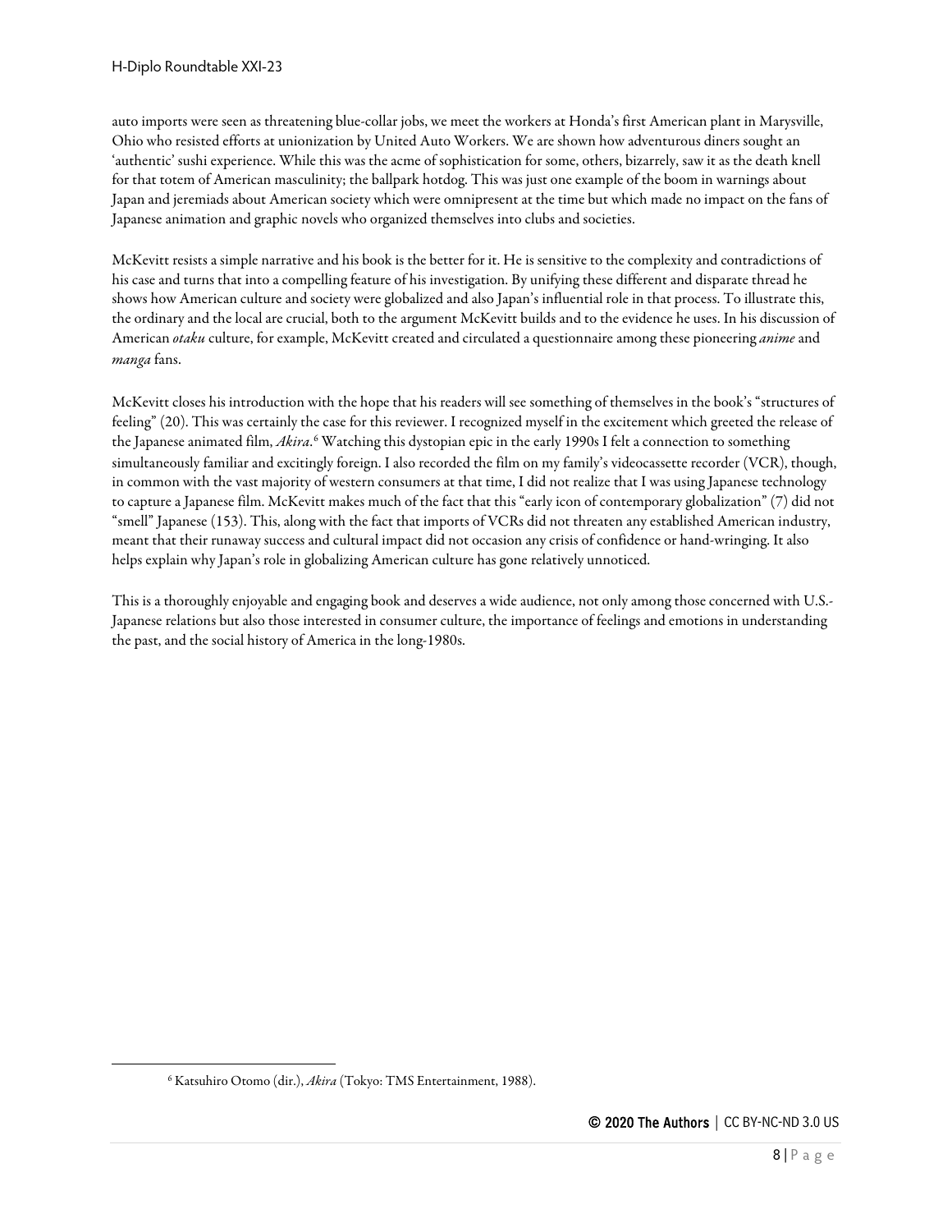auto imports were seen as threatening blue-collar jobs, we meet the workers at Honda's first American plant in Marysville, Ohio who resisted efforts at unionization by United Auto Workers. We are shown how adventurous diners sought an 'authentic' sushi experience. While this was the acme of sophistication for some, others, bizarrely, saw it as the death knell for that totem of American masculinity; the ballpark hotdog. This was just one example of the boom in warnings about Japan and jeremiads about American society which were omnipresent at the time but which made no impact on the fans of Japanese animation and graphic novels who organized themselves into clubs and societies.

McKevitt resists a simple narrative and his book is the better for it. He is sensitive to the complexity and contradictions of his case and turns that into a compelling feature of his investigation. By unifying these different and disparate thread he shows how American culture and society were globalized and also Japan's influential role in that process. To illustrate this, the ordinary and the local are crucial, both to the argument McKevitt builds and to the evidence he uses. In his discussion of American *otaku* culture, for example, McKevitt created and circulated a questionnaire among these pioneering *anime* and *manga* fans.

McKevitt closes his introduction with the hope that his readers will see something of themselves in the book's "structures of feeling" (20). This was certainly the case for this reviewer. I recognized myself in the excitement which greeted the release of the Japanese animated film, *Akira*.[6] Watching this dystopian epic in the early 1990s I felt a connection to something simultaneously familiar and excitingly foreign. I also recorded the film on my family's videocassette recorder (VCR), though, in common with the vast majority of western consumers at that time, I did not realize that I was using Japanese technology to capture a Japanese film. McKevitt makes much of the fact that this "early icon of contemporary globalization" (7) did not "smell" Japanese (153). This, along with the fact that imports of VCRs did not threaten any established American industry, meant that their runaway success and cultural impact did not occasion any crisis of confidence or hand-wringing. It also helps explain why Japan's role in globalizing American culture has gone relatively unnoticed.

This is a thoroughly enjoyable and engaging book and deserves a wide audience, not only among those concerned with U.S.-Japanese relations but also those interested in consumer culture, the importance of feelings and emotions in understanding the past, and the social history of America in the long-1980s.

[6] Katsuhiro Otomo (dir.), *Akira* (Tokyo: TMS Entertainment, 1988).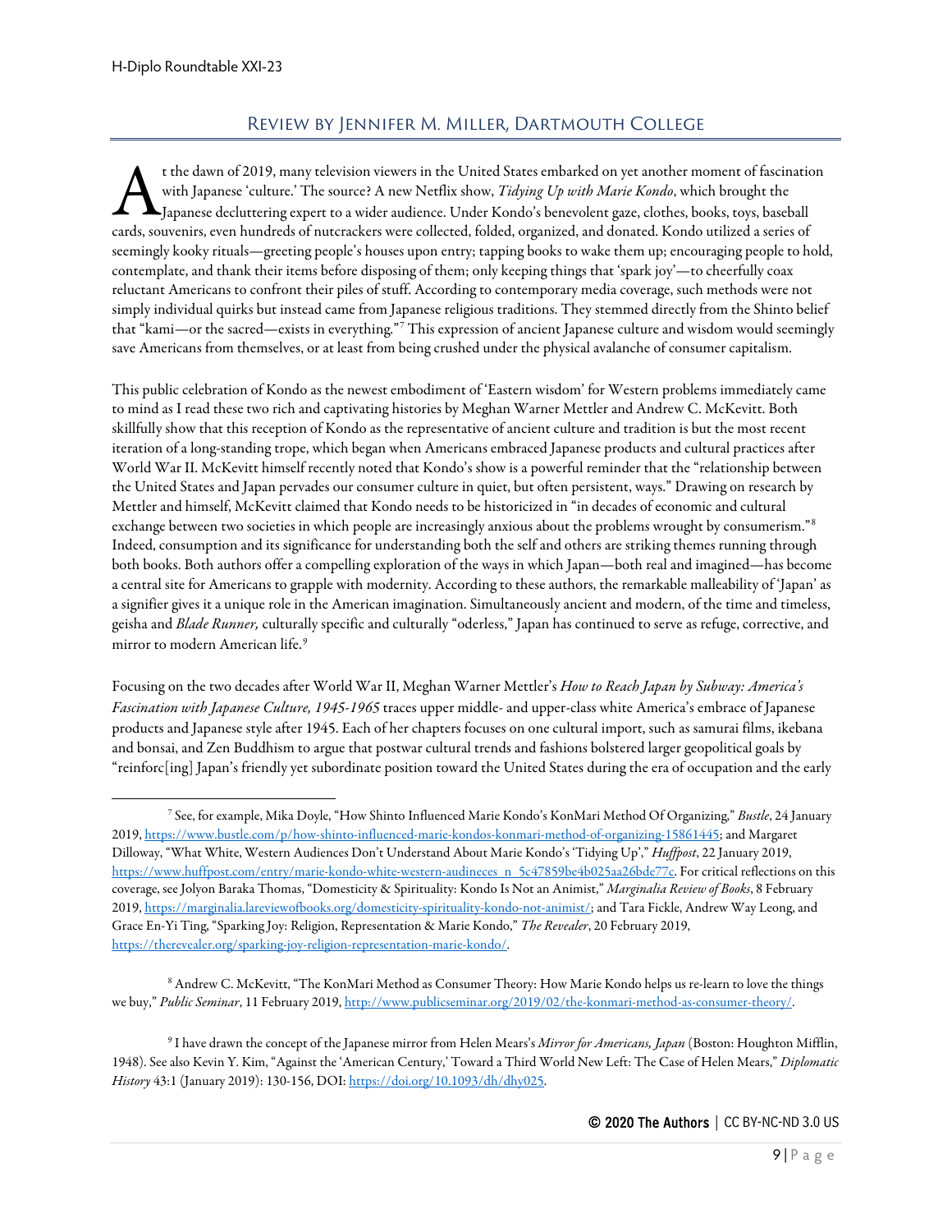## Review by Jennifer M. Miller, Dartmouth College

At the dawn of 2019, many television viewers in the United States embarked on yet another moment of fascination with Japanese 'culture.' The source? A new Netflix show, *Tidying Up with Marie Kondo*, which brought the Japanese decluttering expert to a wider audience. Under Kondo's benevolent gaze, clothes, books, toys, baseball cards, souvenirs, even hundreds of nutcrackers were collected, folded, organized, and donated. Kondo utilized a series of seemingly kooky rituals—greeting people's houses upon entry; tapping books to wake them up; encouraging people to hold, contemplate, and thank their items before disposing of them; only keeping things that 'spark joy'—to cheerfully coax reluctant Americans to confront their piles of stuff. According to contemporary media coverage, such methods were not simply individual quirks but instead came from Japanese religious traditions. They stemmed directly from the Shinto belief that "kami—or the sacred—exists in everything."[7] This expression of ancient Japanese culture and wisdom would seemingly save Americans from themselves, or at least from being crushed under the physical avalanche of consumer capitalism.

This public celebration of Kondo as the newest embodiment of 'Eastern wisdom' for Western problems immediately came to mind as I read these two rich and captivating histories by Meghan Warner Mettler and Andrew C. McKevitt. Both skillfully show that this reception of Kondo as the representative of ancient culture and tradition is but the most recent iteration of a long-standing trope, which began when Americans embraced Japanese products and cultural practices after World War II. McKevitt himself recently noted that Kondo's show is a powerful reminder that the "relationship between the United States and Japan pervades our consumer culture in quiet, but often persistent, ways." Drawing on research by Mettler and himself, McKevitt claimed that Kondo needs to be historicized in "in decades of economic and cultural exchange between two societies in which people are increasingly anxious about the problems wrought by consumerism."[8] Indeed, consumption and its significance for understanding both the self and others are striking themes running through both books. Both authors offer a compelling exploration of the ways in which Japan—both real and imagined—has become a central site for Americans to grapple with modernity. According to these authors, the remarkable malleability of 'Japan' as a signifier gives it a unique role in the American imagination. Simultaneously ancient and modern, of the time and timeless, geisha and *Blade Runner,* culturally specific and culturally "oderless," Japan has continued to serve as refuge, corrective, and mirror to modern American life.[9]

Focusing on the two decades after World War II, Meghan Warner Mettler's *How to Reach Japan by Subway: America's Fascination with Japanese Culture, 1945-1965* traces upper middle- and upper-class white America's embrace of Japanese products and Japanese style after 1945. Each of her chapters focuses on one cultural import, such as samurai films, ikebana and bonsai, and Zen Buddhism to argue that postwar cultural trends and fashions bolstered larger geopolitical goals by "reinforc[ing] Japan's friendly yet subordinate position toward the United States during the era of occupation and the early

---

[7] See, for example, Mika Doyle, "How Shinto Influenced Marie Kondo's KonMari Method Of Organizing," *Bustle*, 24 January 2019, https://www.bustle.com/p/how-shinto-influenced-marie-kondos-konmari-method-of-organizing-15861445; and Margaret Dilloway, "What White, Western Audiences Don't Understand About Marie Kondo's 'Tidying Up'," *Huffpost*, 22 January 2019, https://www.huffpost.com/entry/marie-kondo-white-western-audiences_n_5c47859be4b025aa26bde77c. For critical reflections on this coverage, see Jolyon Baraka Thomas, "Domesticity & Spirituality: Kondo Is Not an Animist," *Marginalia Review of Books*, 8 February 2019, https://marginalia.lareviewofbooks.org/domesticity-spirituality-kondo-not-animist/; and Tara Fickle, Andrew Way Leong, and Grace En-Yi Ting, "Sparking Joy: Religion, Representation & Marie Kondo," *The Revealer*, 20 February 2019, https://therevealer.org/sparking-joy-religion-representation-marie-kondo/.

[8] Andrew C. McKevitt, "The KonMari Method as Consumer Theory: How Marie Kondo helps us re-learn to love the things we buy," *Public Seminar*, 11 February 2019, http://www.publicseminar.org/2019/02/the-konmari-method-as-consumer-theory/.

[9] I have drawn the concept of the Japanese mirror from Helen Mears's *Mirror for Americans, Japan* (Boston: Houghton Mifflin, 1948). See also Kevin Y. Kim, "Against the 'American Century,' Toward a Third World New Left: The Case of Helen Mears," *Diplomatic History* 43:1 (January 2019): 130-156, DOI: https://doi.org/10.1093/dh/dhy025.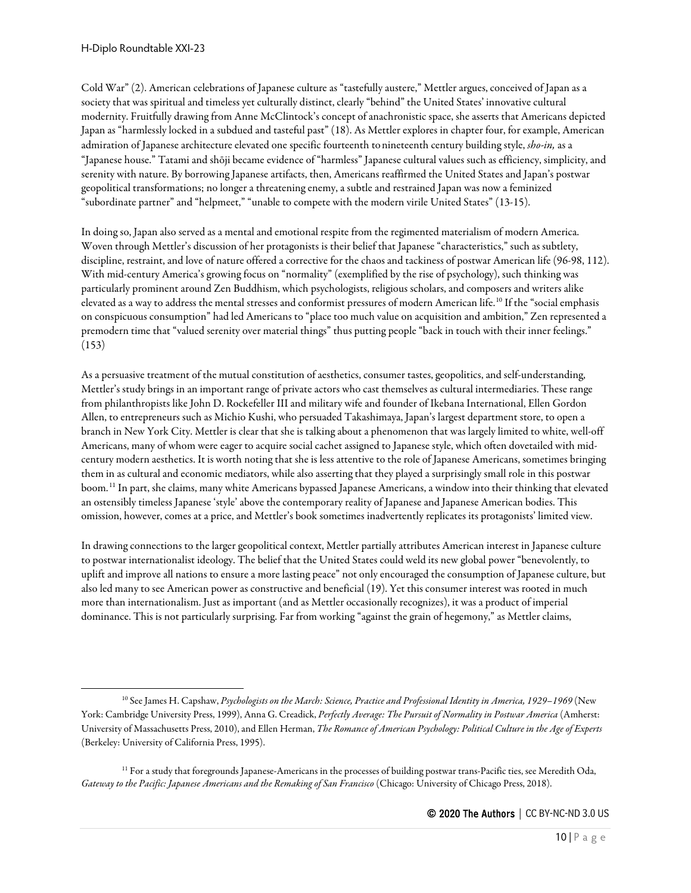Cold War" (2). American celebrations of Japanese culture as "tastefully austere," Mettler argues, conceived of Japan as a society that was spiritual and timeless yet culturally distinct, clearly "behind" the United States' innovative cultural modernity. Fruitfully drawing from Anne McClintock's concept of anachronistic space, she asserts that Americans depicted Japan as "harmlessly locked in a subdued and tasteful past" (18). As Mettler explores in chapter four, for example, American admiration of Japanese architecture elevated one specific fourteenth to nineteenth century building style, *sho-in,* as a "Japanese house." Tatami and shōji became evidence of "harmless" Japanese cultural values such as efficiency, simplicity, and serenity with nature. By borrowing Japanese artifacts, then, Americans reaffirmed the United States and Japan's postwar geopolitical transformations; no longer a threatening enemy, a subtle and restrained Japan was now a feminized "subordinate partner" and "helpmeet," "unable to compete with the modern virile United States" (13-15).

In doing so, Japan also served as a mental and emotional respite from the regimented materialism of modern America. Woven through Mettler's discussion of her protagonists is their belief that Japanese "characteristics," such as subtlety, discipline, restraint, and love of nature offered a corrective for the chaos and tackiness of postwar American life (96-98, 112). With mid-century America's growing focus on "normality" (exemplified by the rise of psychology), such thinking was particularly prominent around Zen Buddhism, which psychologists, religious scholars, and composers and writers alike elevated as a way to address the mental stresses and conformist pressures of modern American life.[10] If the "social emphasis on conspicuous consumption" had led Americans to "place too much value on acquisition and ambition," Zen represented a premodern time that "valued serenity over material things" thus putting people "back in touch with their inner feelings." (153)

As a persuasive treatment of the mutual constitution of aesthetics, consumer tastes, geopolitics, and self-understanding, Mettler's study brings in an important range of private actors who cast themselves as cultural intermediaries. These range from philanthropists like John D. Rockefeller III and military wife and founder of Ikebana International, Ellen Gordon Allen, to entrepreneurs such as Michio Kushi, who persuaded Takashimaya, Japan's largest department store, to open a branch in New York City. Mettler is clear that she is talking about a phenomenon that was largely limited to white, well-off Americans, many of whom were eager to acquire social cachet assigned to Japanese style, which often dovetailed with mid-century modern aesthetics. It is worth noting that she is less attentive to the role of Japanese Americans, sometimes bringing them in as cultural and economic mediators, while also asserting that they played a surprisingly small role in this postwar boom.[11] In part, she claims, many white Americans bypassed Japanese Americans, a window into their thinking that elevated an ostensibly timeless Japanese 'style' above the contemporary reality of Japanese and Japanese American bodies. This omission, however, comes at a price, and Mettler's book sometimes inadvertently replicates its protagonists' limited view.

In drawing connections to the larger geopolitical context, Mettler partially attributes American interest in Japanese culture to postwar internationalist ideology. The belief that the United States could weld its new global power "benevolently, to uplift and improve all nations to ensure a more lasting peace" not only encouraged the consumption of Japanese culture, but also led many to see American power as constructive and beneficial (19). Yet this consumer interest was rooted in much more than internationalism. Just as important (and as Mettler occasionally recognizes), it was a product of imperial dominance. This is not particularly surprising. Far from working "against the grain of hegemony," as Mettler claims,

---

[10] See James H. Capshaw, *Psychologists on the March: Science, Practice and Professional Identity in America, 1929–1969* (New York: Cambridge University Press, 1999), Anna G. Creadick, *Perfectly Average: The Pursuit of Normality in Postwar America* (Amherst: University of Massachusetts Press, 2010), and Ellen Herman, *The Romance of American Psychology: Political Culture in the Age of Experts* (Berkeley: University of California Press, 1995).

[11] For a study that foregrounds Japanese-Americans in the processes of building postwar trans-Pacific ties, see Meredith Oda, *Gateway to the Pacific: Japanese Americans and the Remaking of San Francisco* (Chicago: University of Chicago Press, 2018).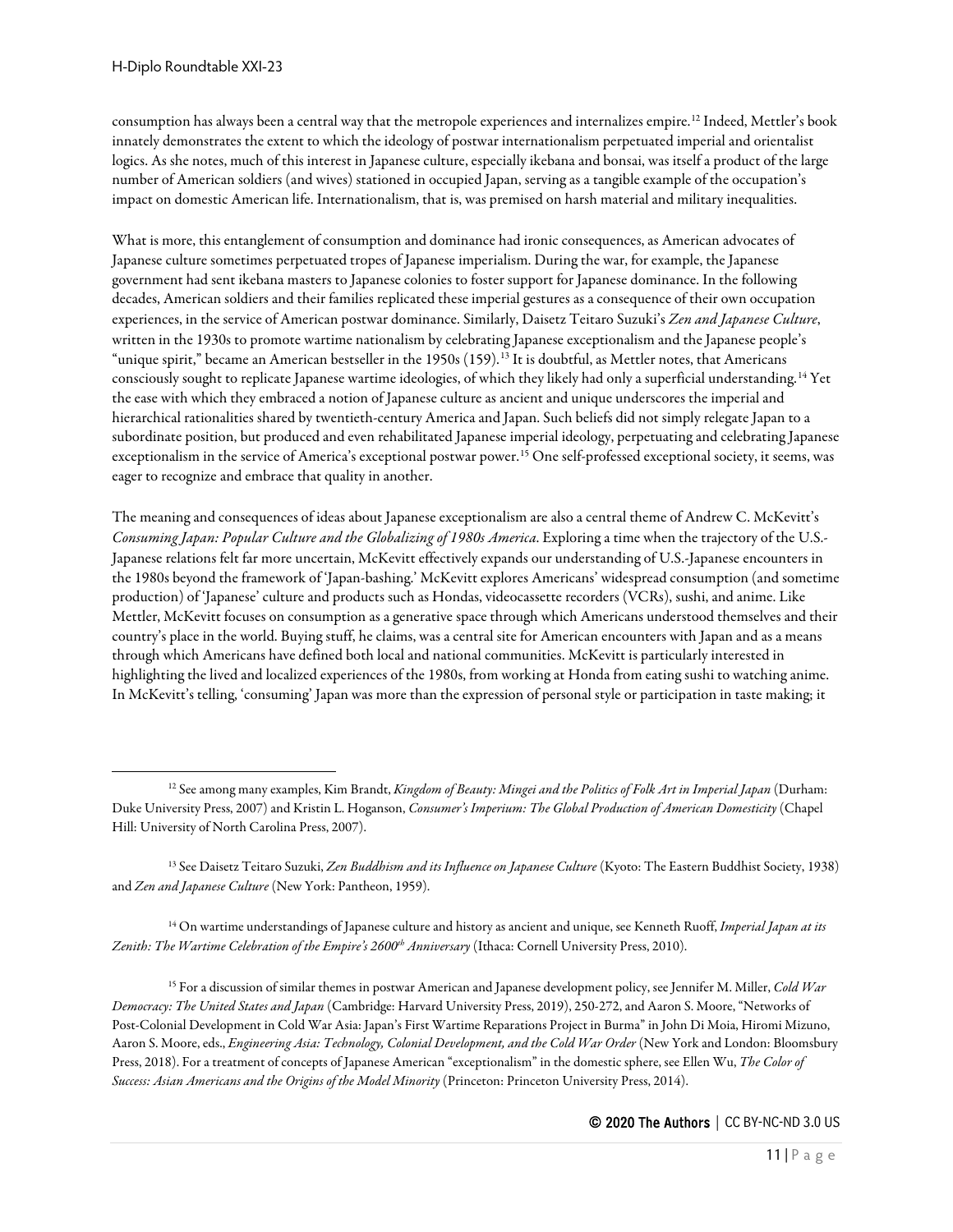consumption has always been a central way that the metropole experiences and internalizes empire.[12] Indeed, Mettler's book innately demonstrates the extent to which the ideology of postwar internationalism perpetuated imperial and orientalist logics. As she notes, much of this interest in Japanese culture, especially ikebana and bonsai, was itself a product of the large number of American soldiers (and wives) stationed in occupied Japan, serving as a tangible example of the occupation's impact on domestic American life. Internationalism, that is, was premised on harsh material and military inequalities.

What is more, this entanglement of consumption and dominance had ironic consequences, as American advocates of Japanese culture sometimes perpetuated tropes of Japanese imperialism. During the war, for example, the Japanese government had sent ikebana masters to Japanese colonies to foster support for Japanese dominance. In the following decades, American soldiers and their families replicated these imperial gestures as a consequence of their own occupation experiences, in the service of American postwar dominance. Similarly, Daisetz Teitaro Suzuki's *Zen and Japanese Culture*, written in the 1930s to promote wartime nationalism by celebrating Japanese exceptionalism and the Japanese people's "unique spirit," became an American bestseller in the 1950s (159).[13] It is doubtful, as Mettler notes, that Americans consciously sought to replicate Japanese wartime ideologies, of which they likely had only a superficial understanding.[14] Yet the ease with which they embraced a notion of Japanese culture as ancient and unique underscores the imperial and hierarchical rationalities shared by twentieth-century America and Japan. Such beliefs did not simply relegate Japan to a subordinate position, but produced and even rehabilitated Japanese imperial ideology, perpetuating and celebrating Japanese exceptionalism in the service of America's exceptional postwar power.[15] One self-professed exceptional society, it seems, was eager to recognize and embrace that quality in another.

The meaning and consequences of ideas about Japanese exceptionalism are also a central theme of Andrew C. McKevitt's *Consuming Japan: Popular Culture and the Globalizing of 1980s America*. Exploring a time when the trajectory of the U.S.-Japanese relations felt far more uncertain, McKevitt effectively expands our understanding of U.S.-Japanese encounters in the 1980s beyond the framework of 'Japan-bashing.' McKevitt explores Americans' widespread consumption (and sometime production) of 'Japanese' culture and products such as Hondas, videocassette recorders (VCRs), sushi, and anime. Like Mettler, McKevitt focuses on consumption as a generative space through which Americans understood themselves and their country's place in the world. Buying stuff, he claims, was a central site for American encounters with Japan and as a means through which Americans have defined both local and national communities. McKevitt is particularly interested in highlighting the lived and localized experiences of the 1980s, from working at Honda from eating sushi to watching anime. In McKevitt's telling, 'consuming' Japan was more than the expression of personal style or participation in taste making; it

---

[12] See among many examples, Kim Brandt, *Kingdom of Beauty: Mingei and the Politics of Folk Art in Imperial Japan* (Durham: Duke University Press, 2007) and Kristin L. Hoganson, *Consumer's Imperium: The Global Production of American Domesticity* (Chapel Hill: University of North Carolina Press, 2007).

[13] See Daisetz Teitaro Suzuki, *Zen Buddhism and its Influence on Japanese Culture* (Kyoto: The Eastern Buddhist Society, 1938) and *Zen and Japanese Culture* (New York: Pantheon, 1959).

[14] On wartime understandings of Japanese culture and history as ancient and unique, see Kenneth Ruoff, *Imperial Japan at its Zenith: The Wartime Celebration of the Empire's 2600th Anniversary* (Ithaca: Cornell University Press, 2010).

[15] For a discussion of similar themes in postwar American and Japanese development policy, see Jennifer M. Miller, *Cold War Democracy: The United States and Japan* (Cambridge: Harvard University Press, 2019), 250-272, and Aaron S. Moore, "Networks of Post-Colonial Development in Cold War Asia: Japan's First Wartime Reparations Project in Burma" in John Di Moia, Hiromi Mizuno, Aaron S. Moore, eds., *Engineering Asia: Technology, Colonial Development, and the Cold War Order* (New York and London: Bloomsbury Press, 2018). For a treatment of concepts of Japanese American "exceptionalism" in the domestic sphere, see Ellen Wu, *The Color of Success: Asian Americans and the Origins of the Model Minority* (Princeton: Princeton University Press, 2014).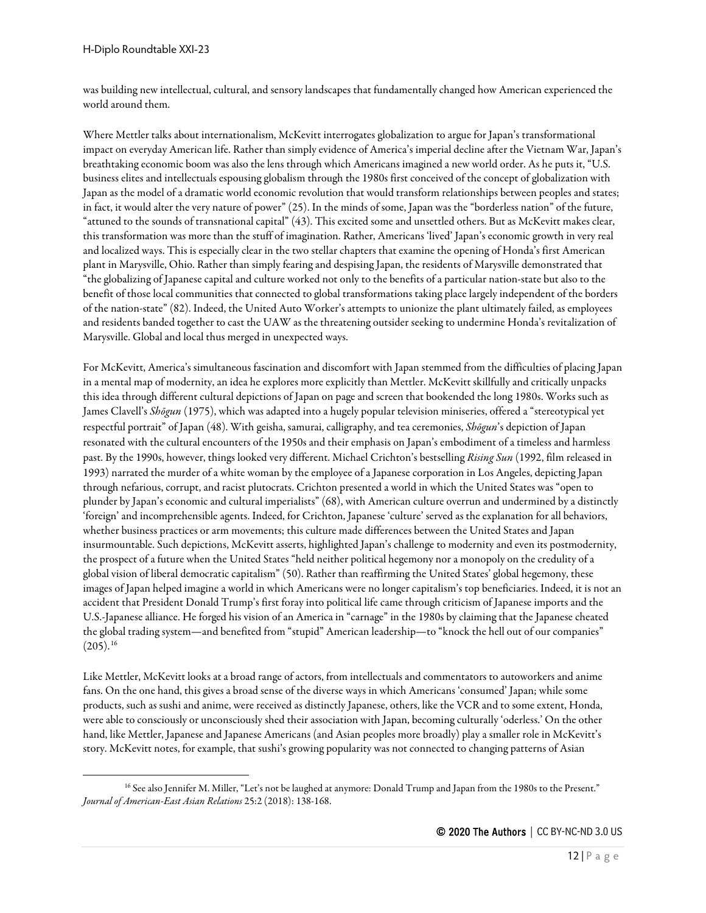was building new intellectual, cultural, and sensory landscapes that fundamentally changed how American experienced the world around them.

Where Mettler talks about internationalism, McKevitt interrogates globalization to argue for Japan's transformational impact on everyday American life. Rather than simply evidence of America's imperial decline after the Vietnam War, Japan's breathtaking economic boom was also the lens through which Americans imagined a new world order. As he puts it, "U.S. business elites and intellectuals espousing globalism through the 1980s first conceived of the concept of globalization with Japan as the model of a dramatic world economic revolution that would transform relationships between peoples and states; in fact, it would alter the very nature of power" (25). In the minds of some, Japan was the "borderless nation" of the future, "attuned to the sounds of transnational capital" (43). This excited some and unsettled others. But as McKevitt makes clear, this transformation was more than the stuff of imagination. Rather, Americans 'lived' Japan's economic growth in very real and localized ways. This is especially clear in the two stellar chapters that examine the opening of Honda's first American plant in Marysville, Ohio. Rather than simply fearing and despising Japan, the residents of Marysville demonstrated that "the globalizing of Japanese capital and culture worked not only to the benefits of a particular nation-state but also to the benefit of those local communities that connected to global transformations taking place largely independent of the borders of the nation-state" (82). Indeed, the United Auto Worker's attempts to unionize the plant ultimately failed, as employees and residents banded together to cast the UAW as the threatening outsider seeking to undermine Honda's revitalization of Marysville. Global and local thus merged in unexpected ways.

For McKevitt, America's simultaneous fascination and discomfort with Japan stemmed from the difficulties of placing Japan in a mental map of modernity, an idea he explores more explicitly than Mettler. McKevitt skillfully and critically unpacks this idea through different cultural depictions of Japan on page and screen that bookended the long 1980s. Works such as James Clavell's *Shōgun* (1975), which was adapted into a hugely popular television miniseries, offered a "stereotypical yet respectful portrait" of Japan (48). With geisha, samurai, calligraphy, and tea ceremonies, *Shōgun*'s depiction of Japan resonated with the cultural encounters of the 1950s and their emphasis on Japan's embodiment of a timeless and harmless past. By the 1990s, however, things looked very different. Michael Crichton's bestselling *Rising Sun* (1992, film released in 1993) narrated the murder of a white woman by the employee of a Japanese corporation in Los Angeles, depicting Japan through nefarious, corrupt, and racist plutocrats. Crichton presented a world in which the United States was "open to plunder by Japan's economic and cultural imperialists" (68), with American culture overrun and undermined by a distinctly 'foreign' and incomprehensible agents. Indeed, for Crichton, Japanese 'culture' served as the explanation for all behaviors, whether business practices or arm movements; this culture made differences between the United States and Japan insurmountable. Such depictions, McKevitt asserts, highlighted Japan's challenge to modernity and even its postmodernity, the prospect of a future when the United States "held neither political hegemony nor a monopoly on the credulity of a global vision of liberal democratic capitalism" (50). Rather than reaffirming the United States' global hegemony, these images of Japan helped imagine a world in which Americans were no longer capitalism's top beneficiaries. Indeed, it is not an accident that President Donald Trump's first foray into political life came through criticism of Japanese imports and the U.S.-Japanese alliance. He forged his vision of an America in "carnage" in the 1980s by claiming that the Japanese cheated the global trading system—and benefited from "stupid" American leadership—to "knock the hell out of our companies" (205).[16]

Like Mettler, McKevitt looks at a broad range of actors, from intellectuals and commentators to autoworkers and anime fans. On the one hand, this gives a broad sense of the diverse ways in which Americans 'consumed' Japan; while some products, such as sushi and anime, were received as distinctly Japanese, others, like the VCR and to some extent, Honda, were able to consciously or unconsciously shed their association with Japan, becoming culturally 'oderless.' On the other hand, like Mettler, Japanese and Japanese Americans (and Asian peoples more broadly) play a smaller role in McKevitt's story. McKevitt notes, for example, that sushi's growing popularity was not connected to changing patterns of Asian

[16] See also Jennifer M. Miller, "Let's not be laughed at anymore: Donald Trump and Japan from the 1980s to the Present." *Journal of American-East Asian Relations* 25:2 (2018): 138-168.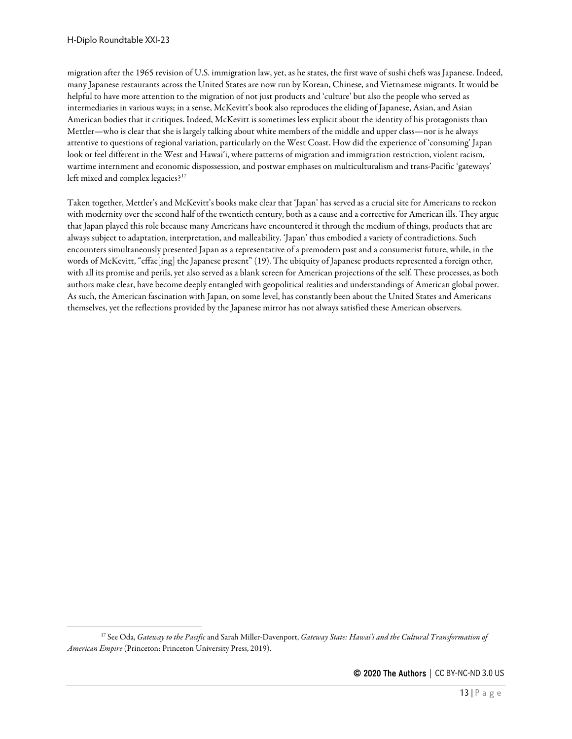migration after the 1965 revision of U.S. immigration law, yet, as he states, the first wave of sushi chefs was Japanese. Indeed, many Japanese restaurants across the United States are now run by Korean, Chinese, and Vietnamese migrants. It would be helpful to have more attention to the migration of not just products and 'culture' but also the people who served as intermediaries in various ways; in a sense, McKevitt's book also reproduces the eliding of Japanese, Asian, and Asian American bodies that it critiques. Indeed, McKevitt is sometimes less explicit about the identity of his protagonists than Mettler—who is clear that she is largely talking about white members of the middle and upper class—nor is he always attentive to questions of regional variation, particularly on the West Coast. How did the experience of 'consuming' Japan look or feel different in the West and Hawai'i, where patterns of migration and immigration restriction, violent racism, wartime internment and economic dispossession, and postwar emphases on multiculturalism and trans-Pacific 'gateways' left mixed and complex legacies?[17]

Taken together, Mettler's and McKevitt's books make clear that 'Japan' has served as a crucial site for Americans to reckon with modernity over the second half of the twentieth century, both as a cause and a corrective for American ills. They argue that Japan played this role because many Americans have encountered it through the medium of things, products that are always subject to adaptation, interpretation, and malleability. 'Japan' thus embodied a variety of contradictions. Such encounters simultaneously presented Japan as a representative of a premodern past and a consumerist future, while, in the words of McKevitt, "effac[ing] the Japanese present" (19). The ubiquity of Japanese products represented a foreign other, with all its promise and perils, yet also served as a blank screen for American projections of the self. These processes, as both authors make clear, have become deeply entangled with geopolitical realities and understandings of American global power. As such, the American fascination with Japan, on some level, has constantly been about the United States and Americans themselves, yet the reflections provided by the Japanese mirror has not always satisfied these American observers.

---

[17] See Oda, *Gateway to the Pacific* and Sarah Miller-Davenport, *Gateway State: Hawai'i and the Cultural Transformation of American Empire* (Princeton: Princeton University Press, 2019).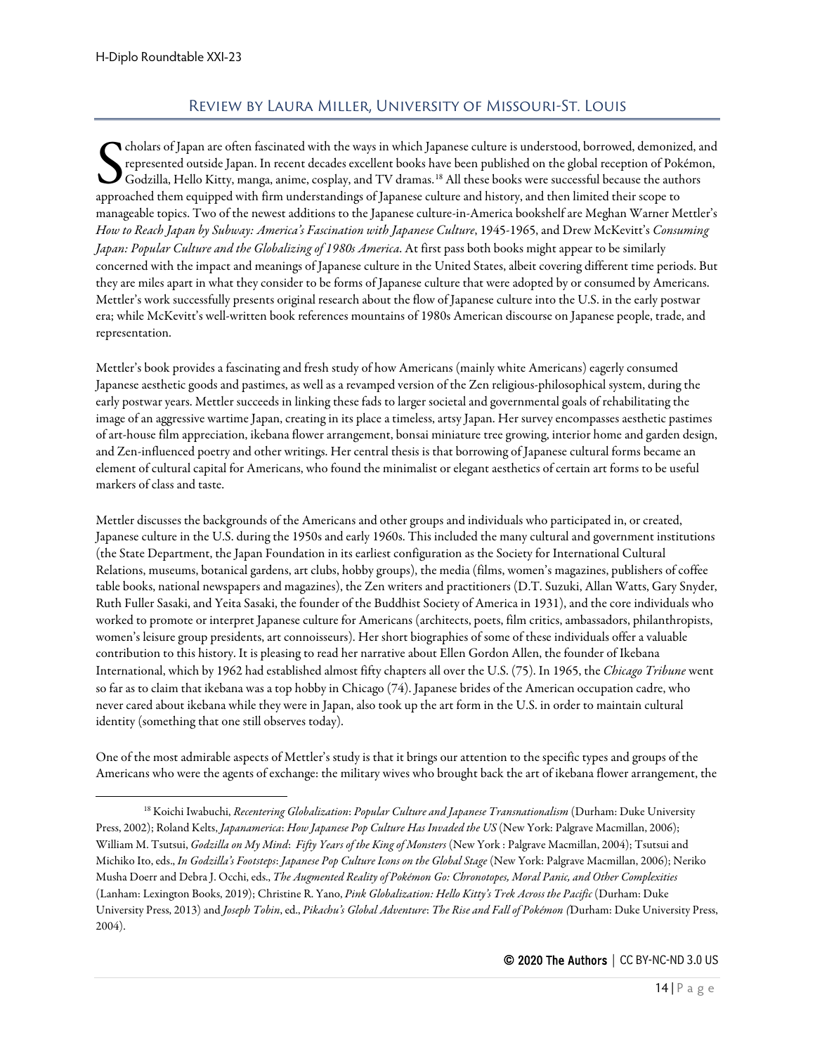## Review by Laura Miller, University of Missouri-St. Louis

Scholars of Japan are often fascinated with the ways in which Japanese culture is understood, borrowed, demonized, and represented outside Japan. In recent decades excellent books have been published on the global reception of Pokémon, Godzilla, Hello Kitty, manga, anime, cosplay, and TV dramas.[18] All these books were successful because the authors approached them equipped with firm understandings of Japanese culture and history, and then limited their scope to manageable topics. Two of the newest additions to the Japanese culture-in-America bookshelf are Meghan Warner Mettler's *How to Reach Japan by Subway: America's Fascination with Japanese Culture*, 1945-1965, and Drew McKevitt's *Consuming Japan: Popular Culture and the Globalizing of 1980s America*. At first pass both books might appear to be similarly concerned with the impact and meanings of Japanese culture in the United States, albeit covering different time periods. But they are miles apart in what they consider to be forms of Japanese culture that were adopted by or consumed by Americans. Mettler's work successfully presents original research about the flow of Japanese culture into the U.S. in the early postwar era; while McKevitt's well-written book references mountains of 1980s American discourse on Japanese people, trade, and representation.

Mettler's book provides a fascinating and fresh study of how Americans (mainly white Americans) eagerly consumed Japanese aesthetic goods and pastimes, as well as a revamped version of the Zen religious-philosophical system, during the early postwar years. Mettler succeeds in linking these fads to larger societal and governmental goals of rehabilitating the image of an aggressive wartime Japan, creating in its place a timeless, artsy Japan. Her survey encompasses aesthetic pastimes of art-house film appreciation, ikebana flower arrangement, bonsai miniature tree growing, interior home and garden design, and Zen-influenced poetry and other writings. Her central thesis is that borrowing of Japanese cultural forms became an element of cultural capital for Americans, who found the minimalist or elegant aesthetics of certain art forms to be useful markers of class and taste.

Mettler discusses the backgrounds of the Americans and other groups and individuals who participated in, or created, Japanese culture in the U.S. during the 1950s and early 1960s. This included the many cultural and government institutions (the State Department, the Japan Foundation in its earliest configuration as the Society for International Cultural Relations, museums, botanical gardens, art clubs, hobby groups), the media (films, women's magazines, publishers of coffee table books, national newspapers and magazines), the Zen writers and practitioners (D.T. Suzuki, Allan Watts, Gary Snyder, Ruth Fuller Sasaki, and Yeita Sasaki, the founder of the Buddhist Society of America in 1931), and the core individuals who worked to promote or interpret Japanese culture for Americans (architects, poets, film critics, ambassadors, philanthropists, women's leisure group presidents, art connoisseurs). Her short biographies of some of these individuals offer a valuable contribution to this history. It is pleasing to read her narrative about Ellen Gordon Allen, the founder of Ikebana International, which by 1962 had established almost fifty chapters all over the U.S. (75). In 1965, the *Chicago Tribune* went so far as to claim that ikebana was a top hobby in Chicago (74). Japanese brides of the American occupation cadre, who never cared about ikebana while they were in Japan, also took up the art form in the U.S. in order to maintain cultural identity (something that one still observes today).

One of the most admirable aspects of Mettler's study is that it brings our attention to the specific types and groups of the Americans who were the agents of exchange: the military wives who brought back the art of ikebana flower arrangement, the

---

[18] Koichi Iwabuchi, *Recentering Globalization: Popular Culture and Japanese Transnationalism* (Durham: Duke University Press, 2002); Roland Kelts, *Japanamerica: How Japanese Pop Culture Has Invaded the US* (New York: Palgrave Macmillan, 2006); William M. Tsutsui, *Godzilla on My Mind: Fifty Years of the King of Monsters* (New York : Palgrave Macmillan, 2004); Tsutsui and Michiko Ito, eds., *In Godzilla's Footsteps: Japanese Pop Culture Icons on the Global Stage* (New York: Palgrave Macmillan, 2006); Neriko Musha Doerr and Debra J. Occhi, eds., *The Augmented Reality of Pokémon Go: Chronotopes, Moral Panic, and Other Complexities* (Lanham: Lexington Books, 2019); Christine R. Yano, *Pink Globalization: Hello Kitty's Trek Across the Pacific* (Durham: Duke University Press, 2013) and *Joseph Tobin*, ed., *Pikachu's Global Adventure: The Rise and Fall of Pokémon* (Durham: Duke University Press, 2004).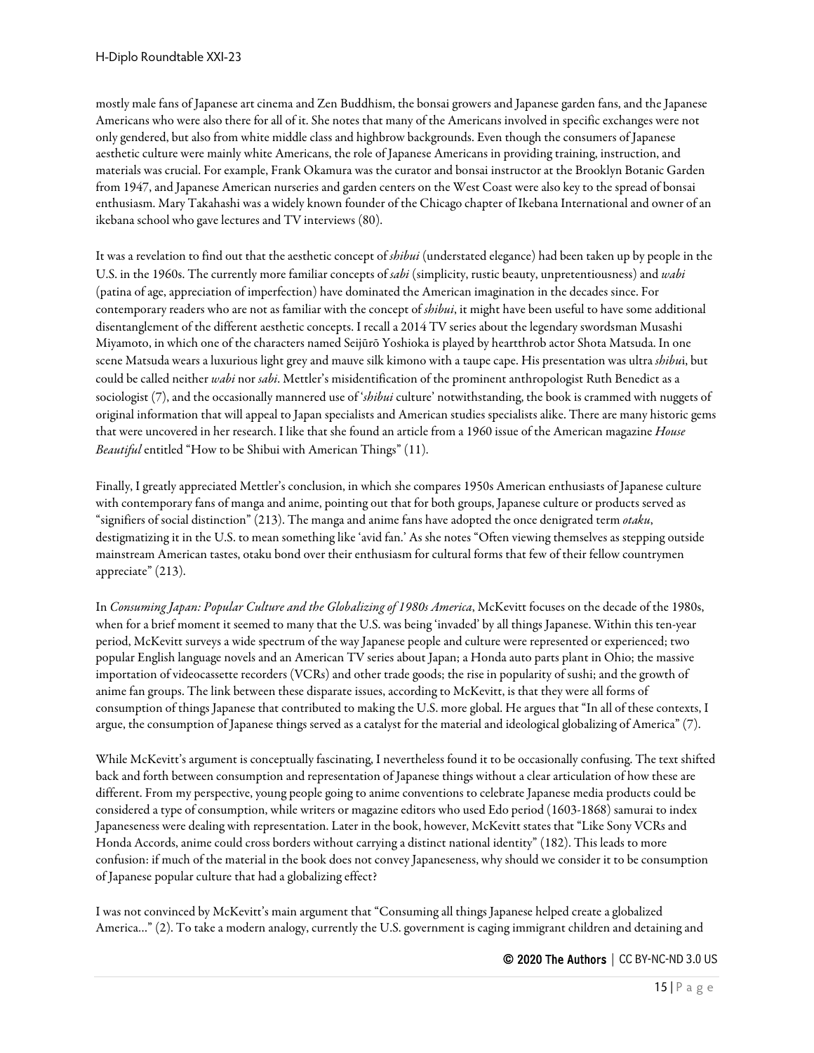mostly male fans of Japanese art cinema and Zen Buddhism, the bonsai growers and Japanese garden fans, and the Japanese Americans who were also there for all of it. She notes that many of the Americans involved in specific exchanges were not only gendered, but also from white middle class and highbrow backgrounds. Even though the consumers of Japanese aesthetic culture were mainly white Americans, the role of Japanese Americans in providing training, instruction, and materials was crucial. For example, Frank Okamura was the curator and bonsai instructor at the Brooklyn Botanic Garden from 1947, and Japanese American nurseries and garden centers on the West Coast were also key to the spread of bonsai enthusiasm. Mary Takahashi was a widely known founder of the Chicago chapter of Ikebana International and owner of an ikebana school who gave lectures and TV interviews (80).

It was a revelation to find out that the aesthetic concept of *shibui* (understated elegance) had been taken up by people in the U.S. in the 1960s. The currently more familiar concepts of *sabi* (simplicity, rustic beauty, unpretentiousness) and *wabi* (patina of age, appreciation of imperfection) have dominated the American imagination in the decades since. For contemporary readers who are not as familiar with the concept of *shibui*, it might have been useful to have some additional disentanglement of the different aesthetic concepts. I recall a 2014 TV series about the legendary swordsman Musashi Miyamoto, in which one of the characters named Seijūrō Yoshioka is played by heartthrob actor Shota Matsuda. In one scene Matsuda wears a luxurious light grey and mauve silk kimono with a taupe cape. His presentation was ultra *shibui*, but could be called neither *wabi* nor *sabi*. Mettler's misidentification of the prominent anthropologist Ruth Benedict as a sociologist (7), and the occasionally mannered use of '*shibui* culture' notwithstanding, the book is crammed with nuggets of original information that will appeal to Japan specialists and American studies specialists alike. There are many historic gems that were uncovered in her research. I like that she found an article from a 1960 issue of the American magazine *House Beautiful* entitled "How to be Shibui with American Things" (11).

Finally, I greatly appreciated Mettler's conclusion, in which she compares 1950s American enthusiasts of Japanese culture with contemporary fans of manga and anime, pointing out that for both groups, Japanese culture or products served as "signifiers of social distinction" (213). The manga and anime fans have adopted the once denigrated term *otaku*, destigmatizing it in the U.S. to mean something like 'avid fan.' As she notes "Often viewing themselves as stepping outside mainstream American tastes, otaku bond over their enthusiasm for cultural forms that few of their fellow countrymen appreciate" (213).

In *Consuming Japan: Popular Culture and the Globalizing of 1980s America*, McKevitt focuses on the decade of the 1980s, when for a brief moment it seemed to many that the U.S. was being 'invaded' by all things Japanese. Within this ten-year period, McKevitt surveys a wide spectrum of the way Japanese people and culture were represented or experienced; two popular English language novels and an American TV series about Japan; a Honda auto parts plant in Ohio; the massive importation of videocassette recorders (VCRs) and other trade goods; the rise in popularity of sushi; and the growth of anime fan groups. The link between these disparate issues, according to McKevitt, is that they were all forms of consumption of things Japanese that contributed to making the U.S. more global. He argues that "In all of these contexts, I argue, the consumption of Japanese things served as a catalyst for the material and ideological globalizing of America" (7).

While McKevitt's argument is conceptually fascinating, I nevertheless found it to be occasionally confusing. The text shifted back and forth between consumption and representation of Japanese things without a clear articulation of how these are different. From my perspective, young people going to anime conventions to celebrate Japanese media products could be considered a type of consumption, while writers or magazine editors who used Edo period (1603-1868) samurai to index Japaneseness were dealing with representation. Later in the book, however, McKevitt states that "Like Sony VCRs and Honda Accords, anime could cross borders without carrying a distinct national identity" (182). This leads to more confusion: if much of the material in the book does not convey Japaneseness, why should we consider it to be consumption of Japanese popular culture that had a globalizing effect?

I was not convinced by McKevitt's main argument that "Consuming all things Japanese helped create a globalized America…" (2). To take a modern analogy, currently the U.S. government is caging immigrant children and detaining and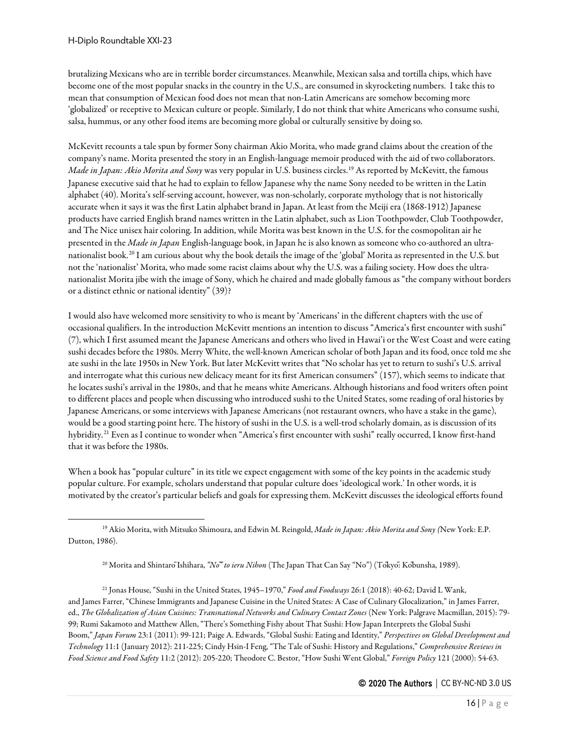brutalizing Mexicans who are in terrible border circumstances. Meanwhile, Mexican salsa and tortilla chips, which have become one of the most popular snacks in the country in the U.S., are consumed in skyrocketing numbers. I take this to mean that consumption of Mexican food does not mean that non-Latin Americans are somehow becoming more 'globalized' or receptive to Mexican culture or people. Similarly, I do not think that white Americans who consume sushi, salsa, hummus, or any other food items are becoming more global or culturally sensitive by doing so.

McKevitt recounts a tale spun by former Sony chairman Akio Morita, who made grand claims about the creation of the company's name. Morita presented the story in an English-language memoir produced with the aid of two collaborators. *Made in Japan: Akio Morita and Sony* was very popular in U.S. business circles.[19] As reported by McKevitt, the famous Japanese executive said that he had to explain to fellow Japanese why the name Sony needed to be written in the Latin alphabet (40). Morita's self-serving account, however, was non-scholarly, corporate mythology that is not historically accurate when it says it was the first Latin alphabet brand in Japan. At least from the Meiji era (1868-1912) Japanese products have carried English brand names written in the Latin alphabet, such as Lion Toothpowder, Club Toothpowder, and The Nice unisex hair coloring. In addition, while Morita was best known in the U.S. for the cosmopolitan air he presented in the *Made in Japan* English-language book, in Japan he is also known as someone who co-authored an ultra-nationalist book.[20] I am curious about why the book details the image of the 'global' Morita as represented in the U.S. but not the 'nationalist' Morita, who made some racist claims about why the U.S. was a failing society. How does the ultra-nationalist Morita jibe with the image of Sony, which he chaired and made globally famous as "the company without borders or a distinct ethnic or national identity" (39)?

I would also have welcomed more sensitivity to who is meant by 'Americans' in the different chapters with the use of occasional qualifiers. In the introduction McKevitt mentions an intention to discuss "America's first encounter with sushi" (7), which I first assumed meant the Japanese Americans and others who lived in Hawai'i or the West Coast and were eating sushi decades before the 1980s. Merry White, the well-known American scholar of both Japan and its food, once told me she ate sushi in the late 1950s in New York. But later McKevitt writes that "No scholar has yet to return to sushi's U.S. arrival and interrogate what this curious new delicacy meant for its first American consumers" (157), which seems to indicate that he locates sushi's arrival in the 1980s, and that he means white Americans. Although historians and food writers often point to different places and people when discussing who introduced sushi to the United States, some reading of oral histories by Japanese Americans, or some interviews with Japanese Americans (not restaurant owners, who have a stake in the game), would be a good starting point here. The history of sushi in the U.S. is a well-trod scholarly domain, as is discussion of its hybridity.[21] Even as I continue to wonder when "America's first encounter with sushi" really occurred, I know first-hand that it was before the 1980s.

When a book has "popular culture" in its title we expect engagement with some of the key points in the academic study popular culture. For example, scholars understand that popular culture does 'ideological work.' In other words, it is motivated by the creator's particular beliefs and goals for expressing them. McKevitt discusses the ideological efforts found

---

[19] Akio Morita, with Mitsuko Shimoura, and Edwin M. Reingold, *Made in Japan: Akio Morita and Sony (*New York: E.P. Dutton, 1986).

[20] Morita and Shintarō Ishihara, *"No" to ieru Nihon* (The Japan That Can Say "No") (Tōkyō: Kōbunsha, 1989).

[21] Jonas House, "Sushi in the United States, 1945–1970," *Food and Foodways* 26:1 (2018): 40-62; David L Wank, and James Farrer, "Chinese Immigrants and Japanese Cuisine in the United States: A Case of Culinary Glocalization," in James Farrer, ed., *The Globalization of Asian Cuisines: Transnational Networks and Culinary Contact Zones* (New York: Palgrave Macmillan, 2015): 79-99; Rumi Sakamoto and Matthew Allen, "There's Something Fishy about That Sushi: How Japan Interprets the Global Sushi Boom," *Japan Forum* 23:1 (2011): 99-121; Paige A. Edwards, "Global Sushi: Eating and Identity," *Perspectives on Global Development and Technology* 11:1 (January 2012): 211-225; Cindy Hsin-I Feng, "The Tale of Sushi: History and Regulations," *Comprehensive Reviews in Food Science and Food Safety* 11:2 (2012): 205-220; Theodore C. Bestor, "How Sushi Went Global," *Foreign Policy* 121 (2000): 54-63.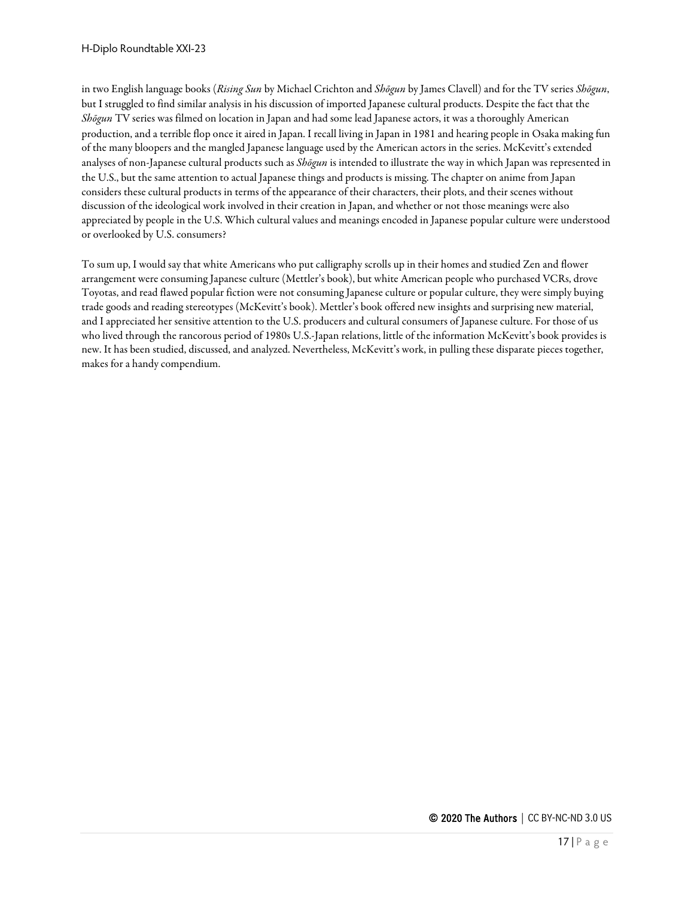in two English language books (*Rising Sun* by Michael Crichton and *Shōgun* by James Clavell) and for the TV series *Shōgun*, but I struggled to find similar analysis in his discussion of imported Japanese cultural products. Despite the fact that the *Shōgun* TV series was filmed on location in Japan and had some lead Japanese actors, it was a thoroughly American production, and a terrible flop once it aired in Japan. I recall living in Japan in 1981 and hearing people in Osaka making fun of the many bloopers and the mangled Japanese language used by the American actors in the series. McKevitt's extended analyses of non-Japanese cultural products such as *Shōgun* is intended to illustrate the way in which Japan was represented in the U.S., but the same attention to actual Japanese things and products is missing. The chapter on anime from Japan considers these cultural products in terms of the appearance of their characters, their plots, and their scenes without discussion of the ideological work involved in their creation in Japan, and whether or not those meanings were also appreciated by people in the U.S. Which cultural values and meanings encoded in Japanese popular culture were understood or overlooked by U.S. consumers?

To sum up, I would say that white Americans who put calligraphy scrolls up in their homes and studied Zen and flower arrangement were consuming Japanese culture (Mettler's book), but white American people who purchased VCRs, drove Toyotas, and read flawed popular fiction were not consuming Japanese culture or popular culture, they were simply buying trade goods and reading stereotypes (McKevitt's book). Mettler's book offered new insights and surprising new material, and I appreciated her sensitive attention to the U.S. producers and cultural consumers of Japanese culture. For those of us who lived through the rancorous period of 1980s U.S.-Japan relations, little of the information McKevitt's book provides is new. It has been studied, discussed, and analyzed. Nevertheless, McKevitt's work, in pulling these disparate pieces together, makes for a handy compendium.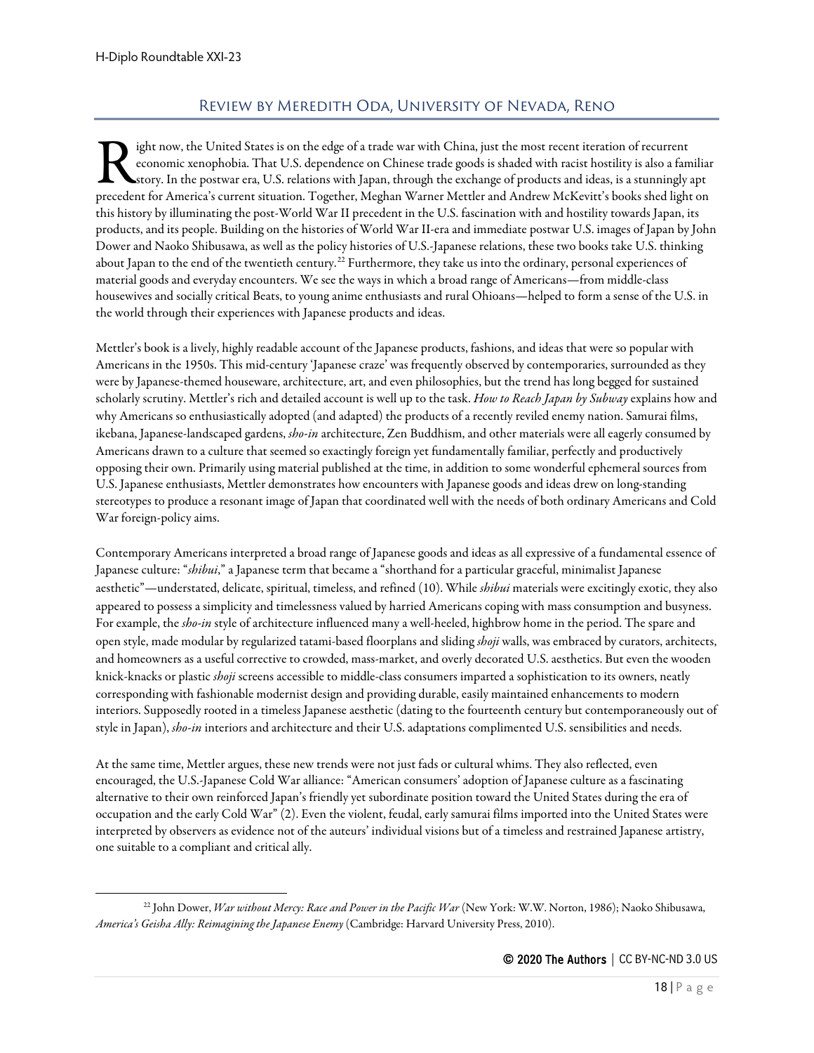## Review by Meredith Oda, University of Nevada, Reno

Right now, the United States is on the edge of a trade war with China, just the most recent iteration of recurrent economic xenophobia. That U.S. dependence on Chinese trade goods is shaded with racist hostility is also a familiar story. In the postwar era, U.S. relations with Japan, through the exchange of products and ideas, is a stunningly apt precedent for America's current situation. Together, Meghan Warner Mettler and Andrew McKevitt's books shed light on this history by illuminating the post-World War II precedent in the U.S. fascination with and hostility towards Japan, its products, and its people. Building on the histories of World War II-era and immediate postwar U.S. images of Japan by John Dower and Naoko Shibusawa, as well as the policy histories of U.S.-Japanese relations, these two books take U.S. thinking about Japan to the end of the twentieth century.[22] Furthermore, they take us into the ordinary, personal experiences of material goods and everyday encounters. We see the ways in which a broad range of Americans—from middle-class housewives and socially critical Beats, to young anime enthusiasts and rural Ohioans—helped to form a sense of the U.S. in the world through their experiences with Japanese products and ideas.

Mettler's book is a lively, highly readable account of the Japanese products, fashions, and ideas that were so popular with Americans in the 1950s. This mid-century 'Japanese craze' was frequently observed by contemporaries, surrounded as they were by Japanese-themed houseware, architecture, art, and even philosophies, but the trend has long begged for sustained scholarly scrutiny. Mettler's rich and detailed account is well up to the task. *How to Reach Japan by Subway* explains how and why Americans so enthusiastically adopted (and adapted) the products of a recently reviled enemy nation. Samurai films, ikebana, Japanese-landscaped gardens, *sho-in* architecture, Zen Buddhism, and other materials were all eagerly consumed by Americans drawn to a culture that seemed so exactingly foreign yet fundamentally familiar, perfectly and productively opposing their own. Primarily using material published at the time, in addition to some wonderful ephemeral sources from U.S. Japanese enthusiasts, Mettler demonstrates how encounters with Japanese goods and ideas drew on long-standing stereotypes to produce a resonant image of Japan that coordinated well with the needs of both ordinary Americans and Cold War foreign-policy aims.

Contemporary Americans interpreted a broad range of Japanese goods and ideas as all expressive of a fundamental essence of Japanese culture: "*shibui*," a Japanese term that became a "shorthand for a particular graceful, minimalist Japanese aesthetic"—understated, delicate, spiritual, timeless, and refined (10). While *shibui* materials were excitingly exotic, they also appeared to possess a simplicity and timelessness valued by harried Americans coping with mass consumption and busyness. For example, the *sho-in* style of architecture influenced many a well-heeled, highbrow home in the period. The spare and open style, made modular by regularized tatami-based floorplans and sliding *shoji* walls, was embraced by curators, architects, and homeowners as a useful corrective to crowded, mass-market, and overly decorated U.S. aesthetics. But even the wooden knick-knacks or plastic *shoji* screens accessible to middle-class consumers imparted a sophistication to its owners, neatly corresponding with fashionable modernist design and providing durable, easily maintained enhancements to modern interiors. Supposedly rooted in a timeless Japanese aesthetic (dating to the fourteenth century but contemporaneously out of style in Japan), *sho-in* interiors and architecture and their U.S. adaptations complimented U.S. sensibilities and needs.

At the same time, Mettler argues, these new trends were not just fads or cultural whims. They also reflected, even encouraged, the U.S.-Japanese Cold War alliance: "American consumers' adoption of Japanese culture as a fascinating alternative to their own reinforced Japan's friendly yet subordinate position toward the United States during the era of occupation and the early Cold War" (2). Even the violent, feudal, early samurai films imported into the United States were interpreted by observers as evidence not of the auteurs' individual visions but of a timeless and restrained Japanese artistry, one suitable to a compliant and critical ally.

[22] John Dower, *War without Mercy: Race and Power in the Pacific War* (New York: W.W. Norton, 1986); Naoko Shibusawa, *America's Geisha Ally: Reimagining the Japanese Enemy* (Cambridge: Harvard University Press, 2010).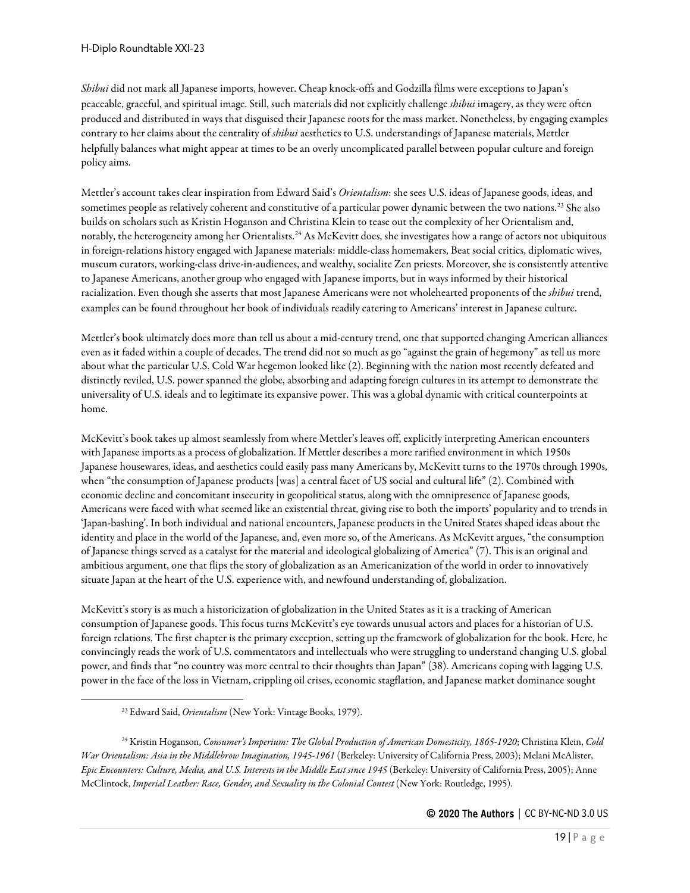*Shibui* did not mark all Japanese imports, however. Cheap knock-offs and Godzilla films were exceptions to Japan's peaceable, graceful, and spiritual image. Still, such materials did not explicitly challenge *shibui* imagery, as they were often produced and distributed in ways that disguised their Japanese roots for the mass market. Nonetheless, by engaging examples contrary to her claims about the centrality of *shibui* aesthetics to U.S. understandings of Japanese materials, Mettler helpfully balances what might appear at times to be an overly uncomplicated parallel between popular culture and foreign policy aims.

Mettler's account takes clear inspiration from Edward Said's *Orientalism*: she sees U.S. ideas of Japanese goods, ideas, and sometimes people as relatively coherent and constitutive of a particular power dynamic between the two nations.[23] She also builds on scholars such as Kristin Hoganson and Christina Klein to tease out the complexity of her Orientalism and, notably, the heterogeneity among her Orientalists.[24] As McKevitt does, she investigates how a range of actors not ubiquitous in foreign-relations history engaged with Japanese materials: middle-class homemakers, Beat social critics, diplomatic wives, museum curators, working-class drive-in-audiences, and wealthy, socialite Zen priests. Moreover, she is consistently attentive to Japanese Americans, another group who engaged with Japanese imports, but in ways informed by their historical racialization. Even though she asserts that most Japanese Americans were not wholehearted proponents of the *shibui* trend, examples can be found throughout her book of individuals readily catering to Americans' interest in Japanese culture.

Mettler's book ultimately does more than tell us about a mid-century trend, one that supported changing American alliances even as it faded within a couple of decades. The trend did not so much as go "against the grain of hegemony" as tell us more about what the particular U.S. Cold War hegemon looked like (2). Beginning with the nation most recently defeated and distinctly reviled, U.S. power spanned the globe, absorbing and adapting foreign cultures in its attempt to demonstrate the universality of U.S. ideals and to legitimate its expansive power. This was a global dynamic with critical counterpoints at home.

McKevitt's book takes up almost seamlessly from where Mettler's leaves off, explicitly interpreting American encounters with Japanese imports as a process of globalization. If Mettler describes a more rarified environment in which 1950s Japanese housewares, ideas, and aesthetics could easily pass many Americans by, McKevitt turns to the 1970s through 1990s, when "the consumption of Japanese products [was] a central facet of US social and cultural life" (2). Combined with economic decline and concomitant insecurity in geopolitical status, along with the omnipresence of Japanese goods, Americans were faced with what seemed like an existential threat, giving rise to both the imports' popularity and to trends in 'Japan-bashing'. In both individual and national encounters, Japanese products in the United States shaped ideas about the identity and place in the world of the Japanese, and, even more so, of the Americans. As McKevitt argues, "the consumption of Japanese things served as a catalyst for the material and ideological globalizing of America" (7). This is an original and ambitious argument, one that flips the story of globalization as an Americanization of the world in order to innovatively situate Japan at the heart of the U.S. experience with, and newfound understanding of, globalization.

McKevitt's story is as much a historicization of globalization in the United States as it is a tracking of American consumption of Japanese goods. This focus turns McKevitt's eye towards unusual actors and places for a historian of U.S. foreign relations. The first chapter is the primary exception, setting up the framework of globalization for the book. Here, he convincingly reads the work of U.S. commentators and intellectuals who were struggling to understand changing U.S. global power, and finds that "no country was more central to their thoughts than Japan" (38). Americans coping with lagging U.S. power in the face of the loss in Vietnam, crippling oil crises, economic stagflation, and Japanese market dominance sought

[23] Edward Said, *Orientalism* (New York: Vintage Books, 1979).

[24] Kristin Hoganson, *Consumer's Imperium: The Global Production of American Domesticity, 1865-1920*; Christina Klein, *Cold War Orientalism: Asia in the Middlebrow Imagination, 1945-1961* (Berkeley: University of California Press, 2003); Melani McAlister, *Epic Encounters: Culture, Media, and U.S. Interests in the Middle East since 1945* (Berkeley: University of California Press, 2005); Anne McClintock, *Imperial Leather: Race, Gender, and Sexuality in the Colonial Contest* (New York: Routledge, 1995).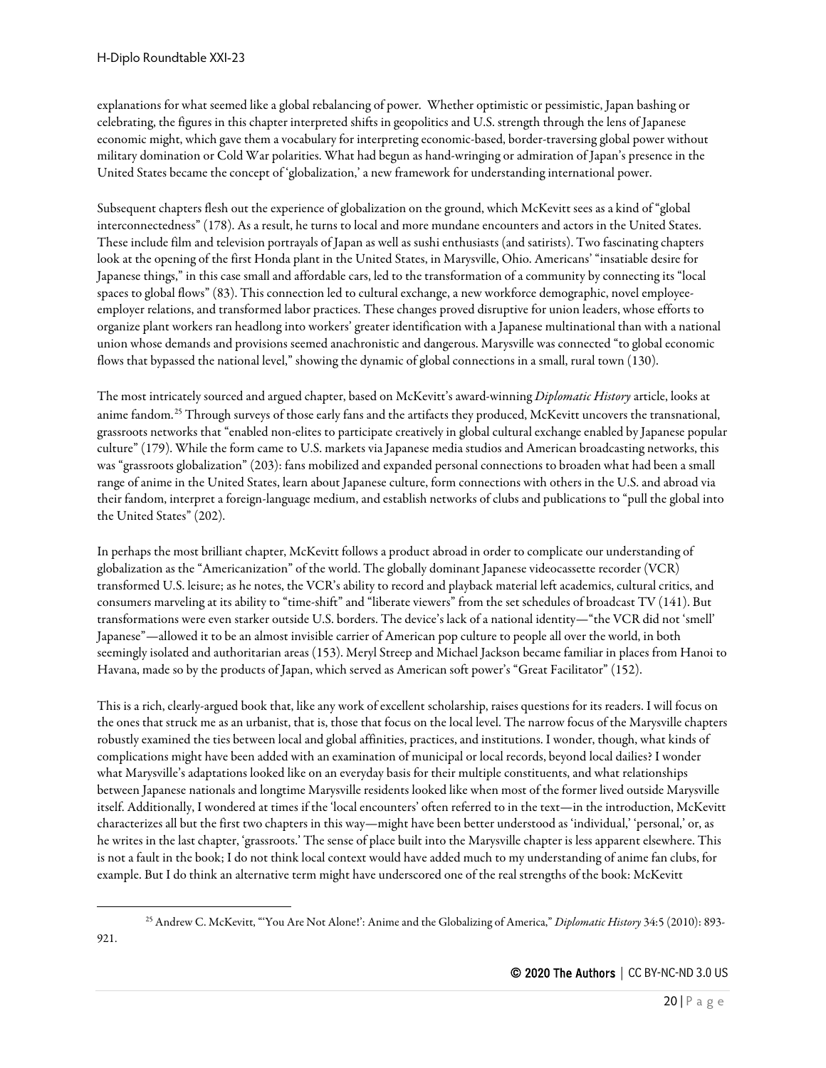explanations for what seemed like a global rebalancing of power. Whether optimistic or pessimistic, Japan bashing or celebrating, the figures in this chapter interpreted shifts in geopolitics and U.S. strength through the lens of Japanese economic might, which gave them a vocabulary for interpreting economic-based, border-traversing global power without military domination or Cold War polarities. What had begun as hand-wringing or admiration of Japan's presence in the United States became the concept of 'globalization,' a new framework for understanding international power.

Subsequent chapters flesh out the experience of globalization on the ground, which McKevitt sees as a kind of "global interconnectedness" (178). As a result, he turns to local and more mundane encounters and actors in the United States. These include film and television portrayals of Japan as well as sushi enthusiasts (and satirists). Two fascinating chapters look at the opening of the first Honda plant in the United States, in Marysville, Ohio. Americans' "insatiable desire for Japanese things," in this case small and affordable cars, led to the transformation of a community by connecting its "local spaces to global flows" (83). This connection led to cultural exchange, a new workforce demographic, novel employee-employer relations, and transformed labor practices. These changes proved disruptive for union leaders, whose efforts to organize plant workers ran headlong into workers' greater identification with a Japanese multinational than with a national union whose demands and provisions seemed anachronistic and dangerous. Marysville was connected "to global economic flows that bypassed the national level," showing the dynamic of global connections in a small, rural town (130).

The most intricately sourced and argued chapter, based on McKevitt's award-winning *Diplomatic History* article, looks at anime fandom.[25] Through surveys of those early fans and the artifacts they produced, McKevitt uncovers the transnational, grassroots networks that "enabled non-elites to participate creatively in global cultural exchange enabled by Japanese popular culture" (179). While the form came to U.S. markets via Japanese media studios and American broadcasting networks, this was "grassroots globalization" (203): fans mobilized and expanded personal connections to broaden what had been a small range of anime in the United States, learn about Japanese culture, form connections with others in the U.S. and abroad via their fandom, interpret a foreign-language medium, and establish networks of clubs and publications to "pull the global into the United States" (202).

In perhaps the most brilliant chapter, McKevitt follows a product abroad in order to complicate our understanding of globalization as the "Americanization" of the world. The globally dominant Japanese videocassette recorder (VCR) transformed U.S. leisure; as he notes, the VCR's ability to record and playback material left academics, cultural critics, and consumers marveling at its ability to "time-shift" and "liberate viewers" from the set schedules of broadcast TV (141). But transformations were even starker outside U.S. borders. The device's lack of a national identity—"the VCR did not 'smell' Japanese"—allowed it to be an almost invisible carrier of American pop culture to people all over the world, in both seemingly isolated and authoritarian areas (153). Meryl Streep and Michael Jackson became familiar in places from Hanoi to Havana, made so by the products of Japan, which served as American soft power's "Great Facilitator" (152).

This is a rich, clearly-argued book that, like any work of excellent scholarship, raises questions for its readers. I will focus on the ones that struck me as an urbanist, that is, those that focus on the local level. The narrow focus of the Marysville chapters robustly examined the ties between local and global affinities, practices, and institutions. I wonder, though, what kinds of complications might have been added with an examination of municipal or local records, beyond local dailies? I wonder what Marysville's adaptations looked like on an everyday basis for their multiple constituents, and what relationships between Japanese nationals and longtime Marysville residents looked like when most of the former lived outside Marysville itself. Additionally, I wondered at times if the 'local encounters' often referred to in the text—in the introduction, McKevitt characterizes all but the first two chapters in this way—might have been better understood as 'individual,' 'personal,' or, as he writes in the last chapter, 'grassroots.' The sense of place built into the Marysville chapter is less apparent elsewhere. This is not a fault in the book; I do not think local context would have added much to my understanding of anime fan clubs, for example. But I do think an alternative term might have underscored one of the real strengths of the book: McKevitt

[25] Andrew C. McKevitt, "'You Are Not Alone!': Anime and the Globalizing of America," *Diplomatic History* 34:5 (2010): 893-921.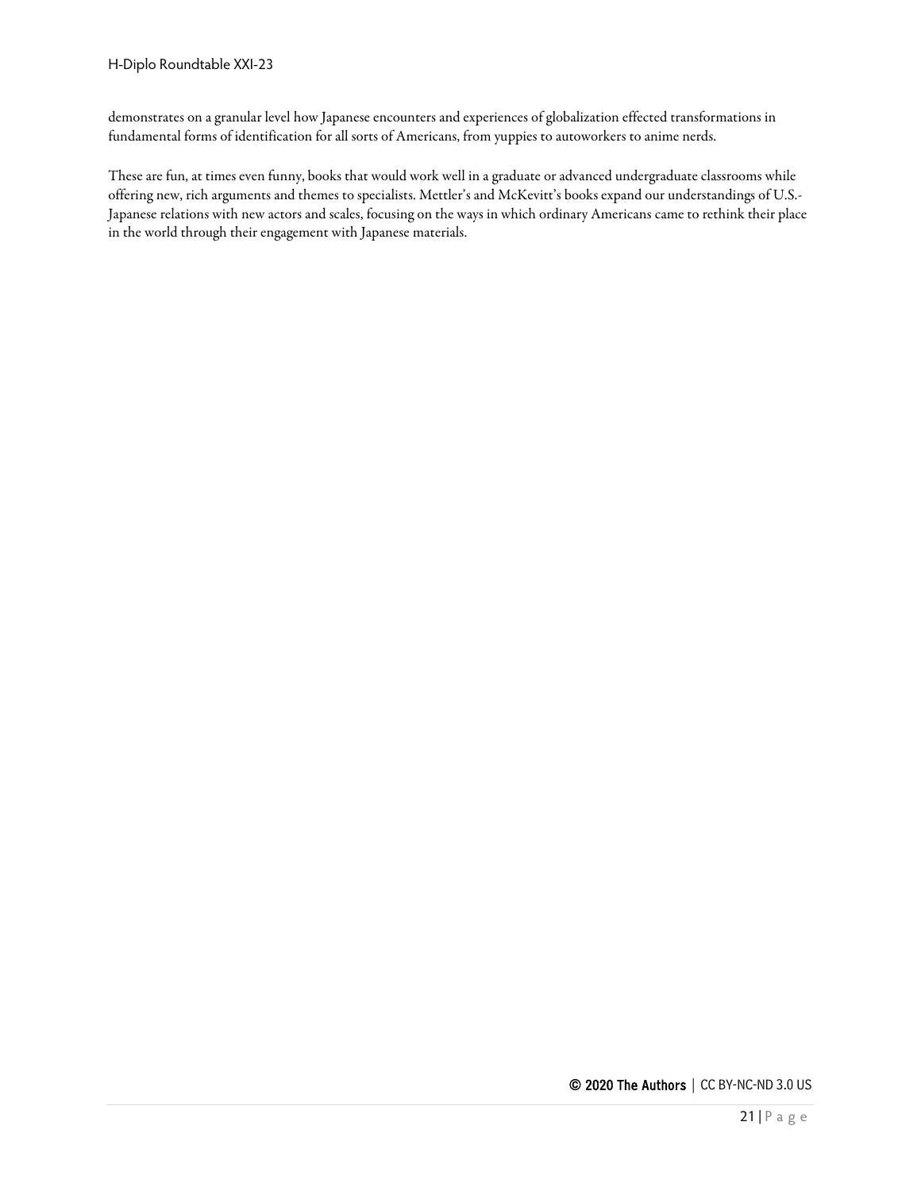demonstrates on a granular level how Japanese encounters and experiences of globalization effected transformations in fundamental forms of identification for all sorts of Americans, from yuppies to autoworkers to anime nerds.

These are fun, at times even funny, books that would work well in a graduate or advanced undergraduate classrooms while offering new, rich arguments and themes to specialists. Mettler's and McKevitt's books expand our understandings of U.S.-Japanese relations with new actors and scales, focusing on the ways in which ordinary Americans came to rethink their place in the world through their engagement with Japanese materials.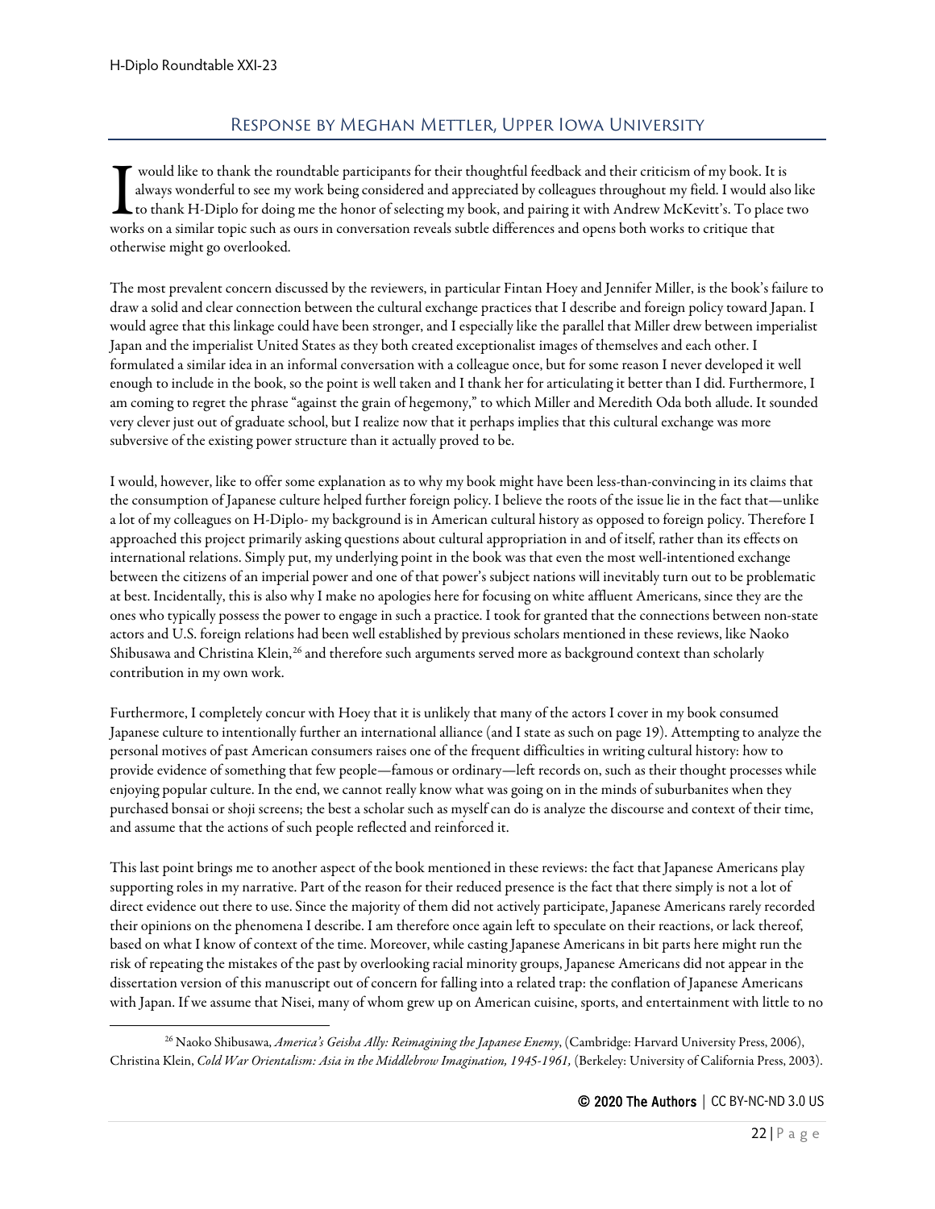## Response by Meghan Mettler, Upper Iowa University

I would like to thank the roundtable participants for their thoughtful feedback and their criticism of my book. It is always wonderful to see my work being considered and appreciated by colleagues throughout my field. I would also like to thank H-Diplo for doing me the honor of selecting my book, and pairing it with Andrew McKevitt's. To place two works on a similar topic such as ours in conversation reveals subtle differences and opens both works to critique that otherwise might go overlooked.

The most prevalent concern discussed by the reviewers, in particular Fintan Hoey and Jennifer Miller, is the book's failure to draw a solid and clear connection between the cultural exchange practices that I describe and foreign policy toward Japan. I would agree that this linkage could have been stronger, and I especially like the parallel that Miller drew between imperialist Japan and the imperialist United States as they both created exceptionalist images of themselves and each other. I formulated a similar idea in an informal conversation with a colleague once, but for some reason I never developed it well enough to include in the book, so the point is well taken and I thank her for articulating it better than I did. Furthermore, I am coming to regret the phrase "against the grain of hegemony," to which Miller and Meredith Oda both allude. It sounded very clever just out of graduate school, but I realize now that it perhaps implies that this cultural exchange was more subversive of the existing power structure than it actually proved to be.

I would, however, like to offer some explanation as to why my book might have been less-than-convincing in its claims that the consumption of Japanese culture helped further foreign policy. I believe the roots of the issue lie in the fact that—unlike a lot of my colleagues on H-Diplo- my background is in American cultural history as opposed to foreign policy. Therefore I approached this project primarily asking questions about cultural appropriation in and of itself, rather than its effects on international relations. Simply put, my underlying point in the book was that even the most well-intentioned exchange between the citizens of an imperial power and one of that power's subject nations will inevitably turn out to be problematic at best. Incidentally, this is also why I make no apologies here for focusing on white affluent Americans, since they are the ones who typically possess the power to engage in such a practice. I took for granted that the connections between non-state actors and U.S. foreign relations had been well established by previous scholars mentioned in these reviews, like Naoko Shibusawa and Christina Klein,[26] and therefore such arguments served more as background context than scholarly contribution in my own work.

Furthermore, I completely concur with Hoey that it is unlikely that many of the actors I cover in my book consumed Japanese culture to intentionally further an international alliance (and I state as such on page 19). Attempting to analyze the personal motives of past American consumers raises one of the frequent difficulties in writing cultural history: how to provide evidence of something that few people—famous or ordinary—left records on, such as their thought processes while enjoying popular culture. In the end, we cannot really know what was going on in the minds of suburbanites when they purchased bonsai or shoji screens; the best a scholar such as myself can do is analyze the discourse and context of their time, and assume that the actions of such people reflected and reinforced it.

This last point brings me to another aspect of the book mentioned in these reviews: the fact that Japanese Americans play supporting roles in my narrative. Part of the reason for their reduced presence is the fact that there simply is not a lot of direct evidence out there to use. Since the majority of them did not actively participate, Japanese Americans rarely recorded their opinions on the phenomena I describe. I am therefore once again left to speculate on their reactions, or lack thereof, based on what I know of context of the time. Moreover, while casting Japanese Americans in bit parts here might run the risk of repeating the mistakes of the past by overlooking racial minority groups, Japanese Americans did not appear in the dissertation version of this manuscript out of concern for falling into a related trap: the conflation of Japanese Americans with Japan. If we assume that Nisei, many of whom grew up on American cuisine, sports, and entertainment with little to no

---

[26] Naoko Shibusawa, *America's Geisha Ally: Reimagining the Japanese Enemy*, (Cambridge: Harvard University Press, 2006), Christina Klein, *Cold War Orientalism: Asia in the Middlebrow Imagination, 1945-1961,* (Berkeley: University of California Press, 2003).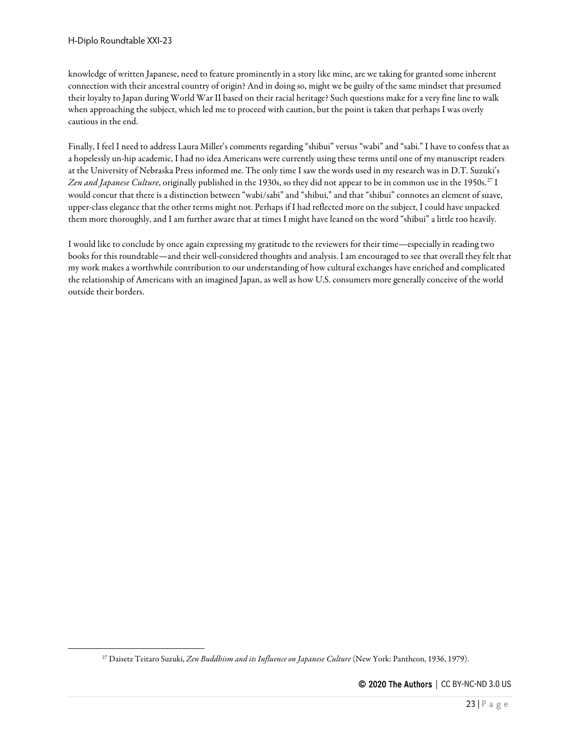knowledge of written Japanese, need to feature prominently in a story like mine, are we taking for granted some inherent connection with their ancestral country of origin? And in doing so, might we be guilty of the same mindset that presumed their loyalty to Japan during World War II based on their racial heritage? Such questions make for a very fine line to walk when approaching the subject, which led me to proceed with caution, but the point is taken that perhaps I was overly cautious in the end.

Finally, I feel I need to address Laura Miller's comments regarding "shibui" versus "wabi" and "sabi." I have to confess that as a hopelessly un-hip academic, I had no idea Americans were currently using these terms until one of my manuscript readers at the University of Nebraska Press informed me. The only time I saw the words used in my research was in D.T. Suzuki's *Zen and Japanese Culture*, originally published in the 1930s, so they did not appear to be in common use in the 1950s.[27] I would concur that there is a distinction between "wabi/sabi" and "shibui," and that "shibui" connotes an element of suave, upper-class elegance that the other terms might not. Perhaps if I had reflected more on the subject, I could have unpacked them more thoroughly, and I am further aware that at times I might have leaned on the word "shibui" a little too heavily.

I would like to conclude by once again expressing my gratitude to the reviewers for their time—especially in reading two books for this roundtable—and their well-considered thoughts and analysis. I am encouraged to see that overall they felt that my work makes a worthwhile contribution to our understanding of how cultural exchanges have enriched and complicated the relationship of Americans with an imagined Japan, as well as how U.S. consumers more generally conceive of the world outside their borders.

---

[27] Daisetz Teitaro Suzuki, *Zen Buddhism and its Influence on Japanese Culture* (New York: Pantheon, 1936, 1979).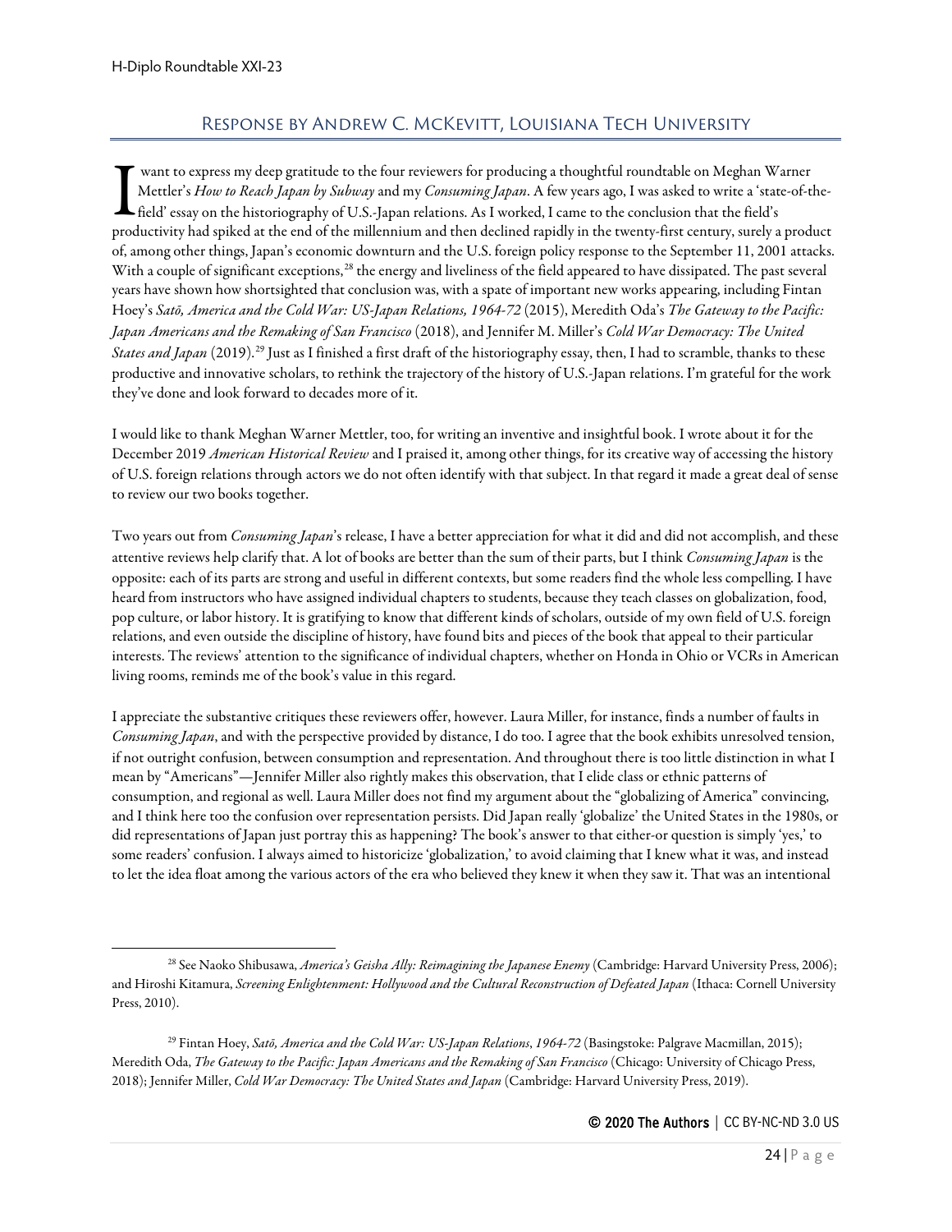## Response by Andrew C. McKevitt, Louisiana Tech University

I want to express my deep gratitude to the four reviewers for producing a thoughtful roundtable on Meghan Warner Mettler's *How to Reach Japan by Subway* and my *Consuming Japan*. A few years ago, I was asked to write a 'state-of-the-field' essay on the historiography of U.S.-Japan relations. As I worked, I came to the conclusion that the field's productivity had spiked at the end of the millennium and then declined rapidly in the twenty-first century, surely a product of, among other things, Japan's economic downturn and the U.S. foreign policy response to the September 11, 2001 attacks. With a couple of significant exceptions,[28] the energy and liveliness of the field appeared to have dissipated. The past several years have shown how shortsighted that conclusion was, with a spate of important new works appearing, including Fintan Hoey's *Satō, America and the Cold War: US-Japan Relations, 1964-72* (2015), Meredith Oda's *The Gateway to the Pacific: Japan Americans and the Remaking of San Francisco* (2018), and Jennifer M. Miller's *Cold War Democracy: The United States and Japan* (2019).[29] Just as I finished a first draft of the historiography essay, then, I had to scramble, thanks to these productive and innovative scholars, to rethink the trajectory of the history of U.S.-Japan relations. I'm grateful for the work they've done and look forward to decades more of it.

I would like to thank Meghan Warner Mettler, too, for writing an inventive and insightful book. I wrote about it for the December 2019 *American Historical Review* and I praised it, among other things, for its creative way of accessing the history of U.S. foreign relations through actors we do not often identify with that subject. In that regard it made a great deal of sense to review our two books together.

Two years out from *Consuming Japan*'s release, I have a better appreciation for what it did and did not accomplish, and these attentive reviews help clarify that. A lot of books are better than the sum of their parts, but I think *Consuming Japan* is the opposite: each of its parts are strong and useful in different contexts, but some readers find the whole less compelling. I have heard from instructors who have assigned individual chapters to students, because they teach classes on globalization, food, pop culture, or labor history. It is gratifying to know that different kinds of scholars, outside of my own field of U.S. foreign relations, and even outside the discipline of history, have found bits and pieces of the book that appeal to their particular interests. The reviews' attention to the significance of individual chapters, whether on Honda in Ohio or VCRs in American living rooms, reminds me of the book's value in this regard.

I appreciate the substantive critiques these reviewers offer, however. Laura Miller, for instance, finds a number of faults in *Consuming Japan*, and with the perspective provided by distance, I do too. I agree that the book exhibits unresolved tension, if not outright confusion, between consumption and representation. And throughout there is too little distinction in what I mean by "Americans"—Jennifer Miller also rightly makes this observation, that I elide class or ethnic patterns of consumption, and regional as well. Laura Miller does not find my argument about the "globalizing of America" convincing, and I think here too the confusion over representation persists. Did Japan really 'globalize' the United States in the 1980s, or did representations of Japan just portray this as happening? The book's answer to that either-or question is simply 'yes,' to some readers' confusion. I always aimed to historicize 'globalization,' to avoid claiming that I knew what it was, and instead to let the idea float among the various actors of the era who believed they knew it when they saw it. That was an intentional

[28] See Naoko Shibusawa, *America's Geisha Ally: Reimagining the Japanese Enemy* (Cambridge: Harvard University Press, 2006); and Hiroshi Kitamura, *Screening Enlightenment: Hollywood and the Cultural Reconstruction of Defeated Japan* (Ithaca: Cornell University Press, 2010).

[29] Fintan Hoey, *Satō, America and the Cold War: US-Japan Relations, 1964-72* (Basingstoke: Palgrave Macmillan, 2015); Meredith Oda, *The Gateway to the Pacific: Japan Americans and the Remaking of San Francisco* (Chicago: University of Chicago Press, 2018); Jennifer Miller, *Cold War Democracy: The United States and Japan* (Cambridge: Harvard University Press, 2019).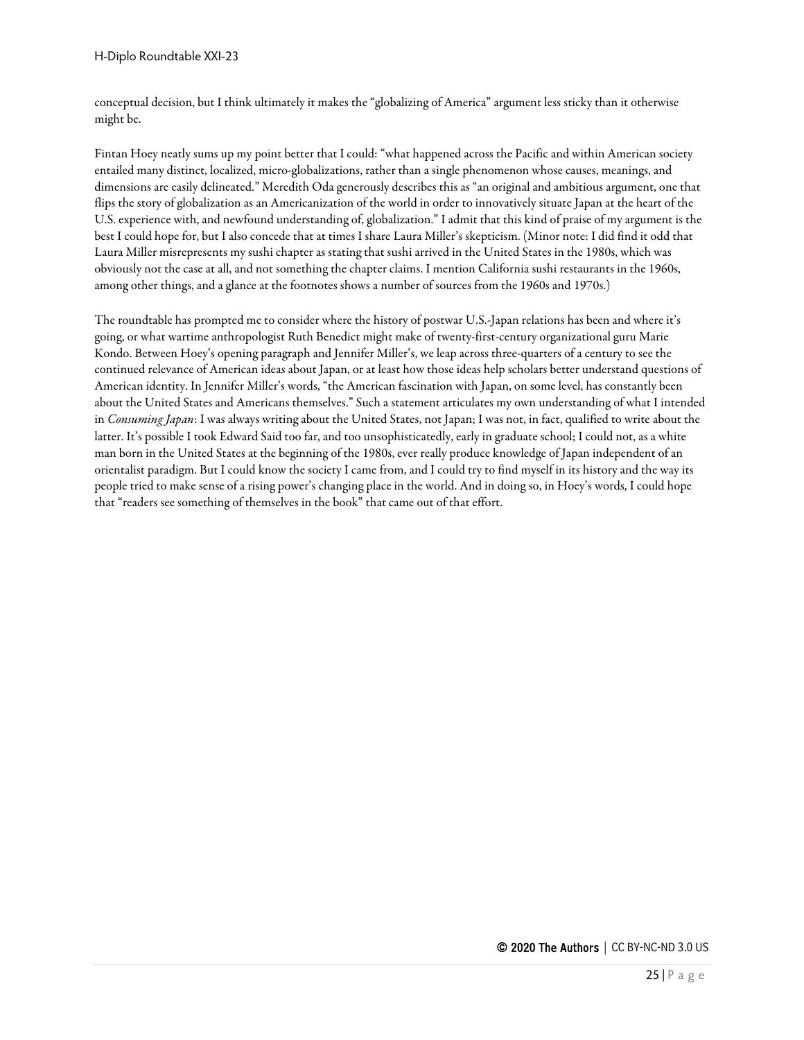conceptual decision, but I think ultimately it makes the "globalizing of America" argument less sticky than it otherwise might be.

Fintan Hoey neatly sums up my point better that I could: "what happened across the Pacific and within American society entailed many distinct, localized, micro-globalizations, rather than a single phenomenon whose causes, meanings, and dimensions are easily delineated." Meredith Oda generously describes this as "an original and ambitious argument, one that flips the story of globalization as an Americanization of the world in order to innovatively situate Japan at the heart of the U.S. experience with, and newfound understanding of, globalization." I admit that this kind of praise of my argument is the best I could hope for, but I also concede that at times I share Laura Miller's skepticism. (Minor note: I did find it odd that Laura Miller misrepresents my sushi chapter as stating that sushi arrived in the United States in the 1980s, which was obviously not the case at all, and not something the chapter claims. I mention California sushi restaurants in the 1960s, among other things, and a glance at the footnotes shows a number of sources from the 1960s and 1970s.)

The roundtable has prompted me to consider where the history of postwar U.S.-Japan relations has been and where it's going, or what wartime anthropologist Ruth Benedict might make of twenty-first-century organizational guru Marie Kondo. Between Hoey's opening paragraph and Jennifer Miller's, we leap across three-quarters of a century to see the continued relevance of American ideas about Japan, or at least how those ideas help scholars better understand questions of American identity. In Jennifer Miller's words, "the American fascination with Japan, on some level, has constantly been about the United States and Americans themselves." Such a statement articulates my own understanding of what I intended in *Consuming Japan*: I was always writing about the United States, not Japan; I was not, in fact, qualified to write about the latter. It's possible I took Edward Said too far, and too unsophisticatedly, early in graduate school; I could not, as a white man born in the United States at the beginning of the 1980s, ever really produce knowledge of Japan independent of an orientalist paradigm. But I could know the society I came from, and I could try to find myself in its history and the way its people tried to make sense of a rising power's changing place in the world. And in doing so, in Hoey's words, I could hope that "readers see something of themselves in the book" that came out of that effort.